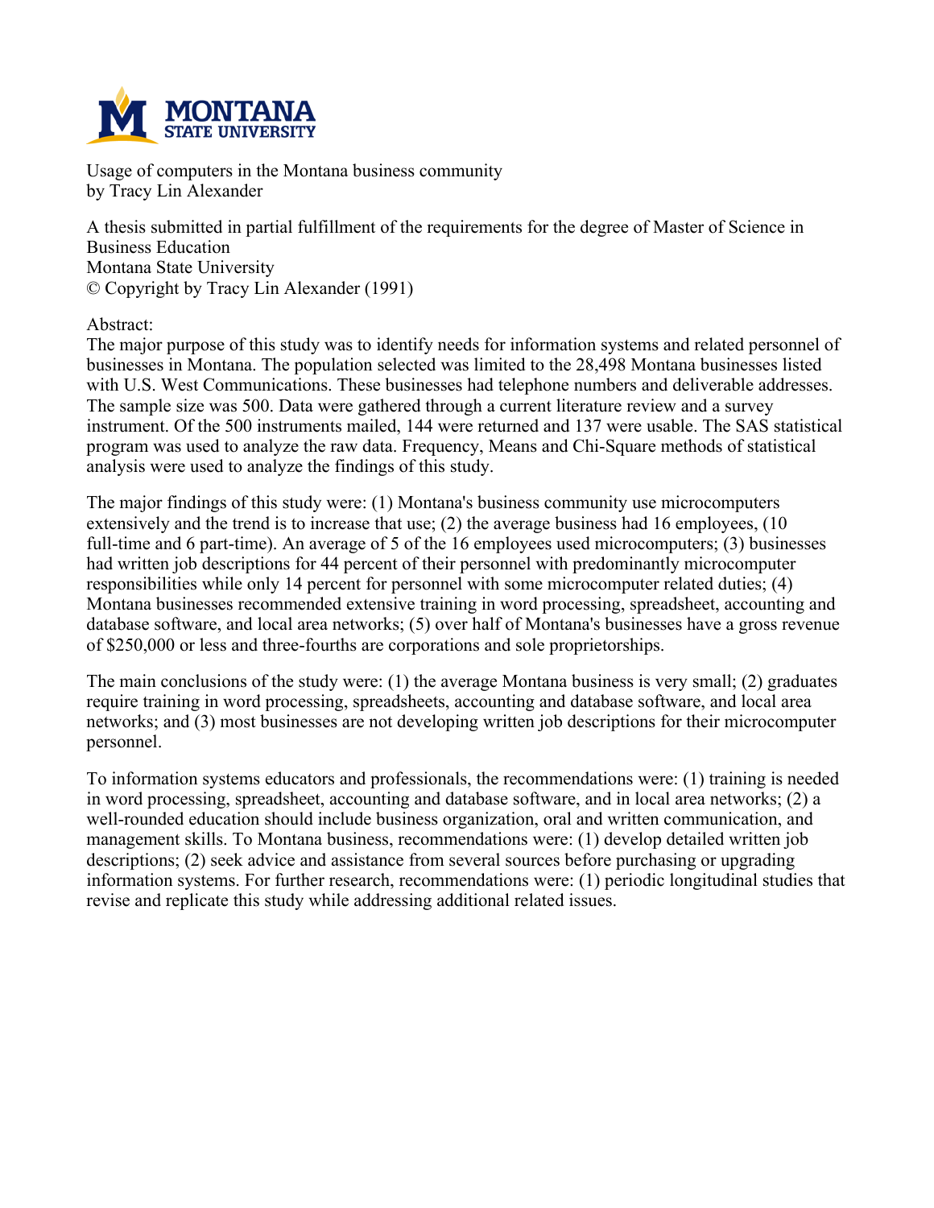Usage of computers in the Montana business community
by Tracy Lin Alexander

A thesis submitted in partial fulfillment of the requirements for the degree of Master of Science in Business Education
Montana State University
© Copyright by Tracy Lin Alexander (1991)

Abstract:

The major purpose of this study was to identify needs for information systems and related personnel of businesses in Montana. The population selected was limited to the 28,498 Montana businesses listed with U.S. West Communications. These businesses had telephone numbers and deliverable addresses. The sample size was 500. Data were gathered through a current literature review and a survey instrument. Of the 500 instruments mailed, 144 were returned and 137 were usable. The SAS statistical program was used to analyze the raw data. Frequency, Means and Chi-Square methods of statistical analysis were used to analyze the findings of this study.

The major findings of this study were: (1) Montana's business community use microcomputers extensively and the trend is to increase that use; (2) the average business had 16 employees, (10 full-time and 6 part-time). An average of 5 of the 16 employees used microcomputers; (3) businesses had written job descriptions for 44 percent of their personnel with predominantly microcomputer responsibilities while only 14 percent for personnel with some microcomputer related duties; (4) Montana businesses recommended extensive training in word processing, spreadsheet, accounting and database software, and local area networks; (5) over half of Montana's businesses have a gross revenue of $250,000 or less and three-fourths are corporations and sole proprietorships.

The main conclusions of the study were: (1) the average Montana business is very small; (2) graduates require training in word processing, spreadsheets, accounting and database software, and local area networks; and (3) most businesses are not developing written job descriptions for their microcomputer personnel.

To information systems educators and professionals, the recommendations were: (1) training is needed in word processing, spreadsheet, accounting and database software, and in local area networks; (2) a well-rounded education should include business organization, oral and written communication, and management skills. To Montana business, recommendations were: (1) develop detailed written job descriptions; (2) seek advice and assistance from several sources before purchasing or upgrading information systems. For further research, recommendations were: (1) periodic longitudinal studies that revise and replicate this study while addressing additional related issues.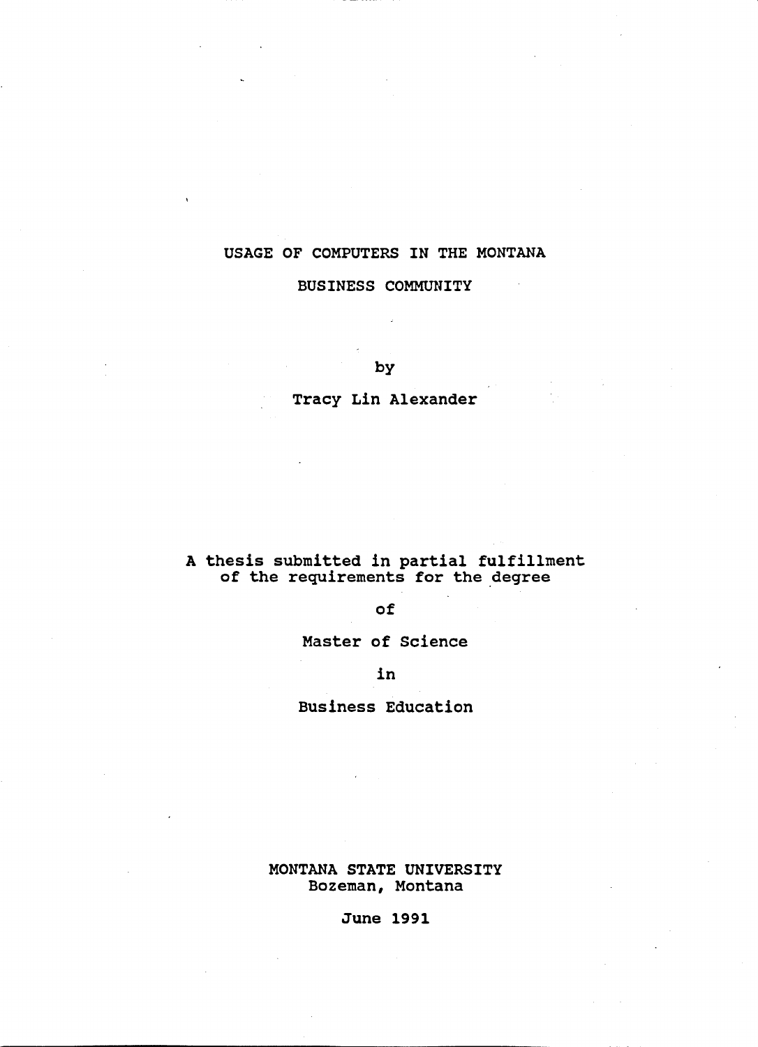# USAGE OF COMPUTERS IN THE MONTANA BUSINESS COMMUNITY

by

Tracy Lin Alexander

A thesis submitted in partial fulfillment of the requirements for the degree

of

Master of Science

in

Business Education

MONTANA STATE UNIVERSITY
Bozeman, Montana

June 1991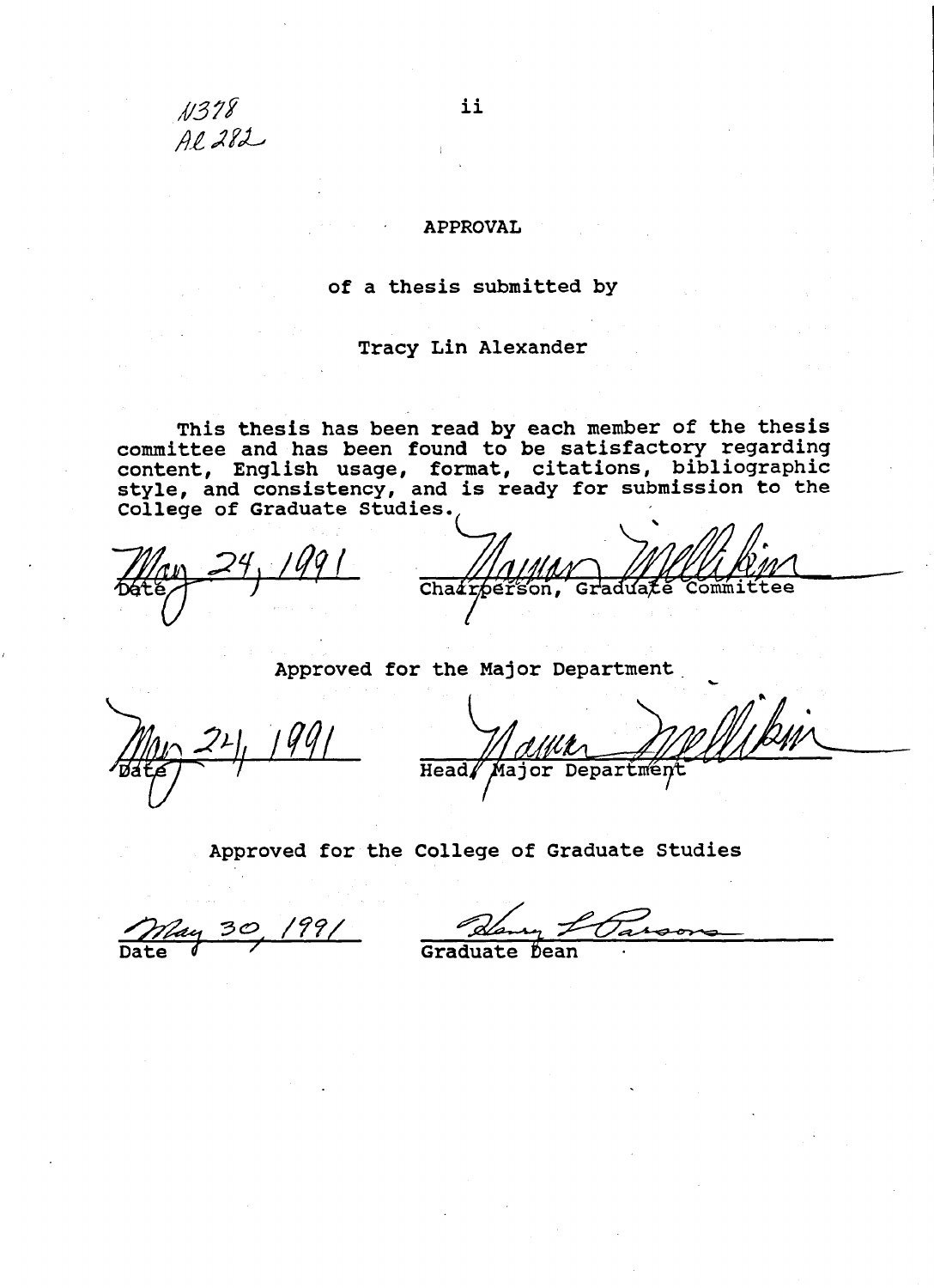N378
Al 282

# APPROVAL

of a thesis submitted by

Tracy Lin Alexander

This thesis has been read by each member of the thesis committee and has been found to be satisfactory regarding content, English usage, format, citations, bibliographic style, and consistency, and is ready for submission to the College of Graduate Studies.

May 24, 1991 
Date

Chairperson, Graduate Committee

Approved for the Major Department

May 24, 1991 
Date

Head, Major Department

Approved for the College of Graduate Studies

May 30, 1991 
Date

Graduate Dean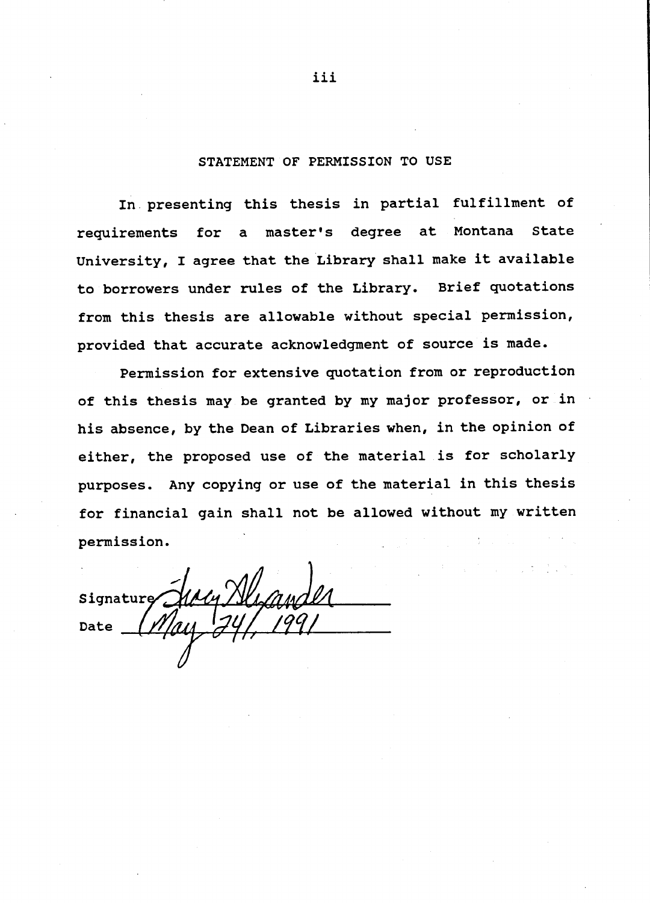## STATEMENT OF PERMISSION TO USE

In presenting this thesis in partial fulfillment of requirements for a master's degree at Montana State University, I agree that the Library shall make it available to borrowers under rules of the Library. Brief quotations from this thesis are allowable without special permission, provided that accurate acknowledgment of source is made.

Permission for extensive quotation from or reproduction of this thesis may be granted by my major professor, or in his absence, by the Dean of Libraries when, in the opinion of either, the proposed use of the material is for scholarly purposes. Any copying or use of the material in this thesis for financial gain shall not be allowed without my written permission.

Signature *Suzy Alexander*

Date *May 24, 1991*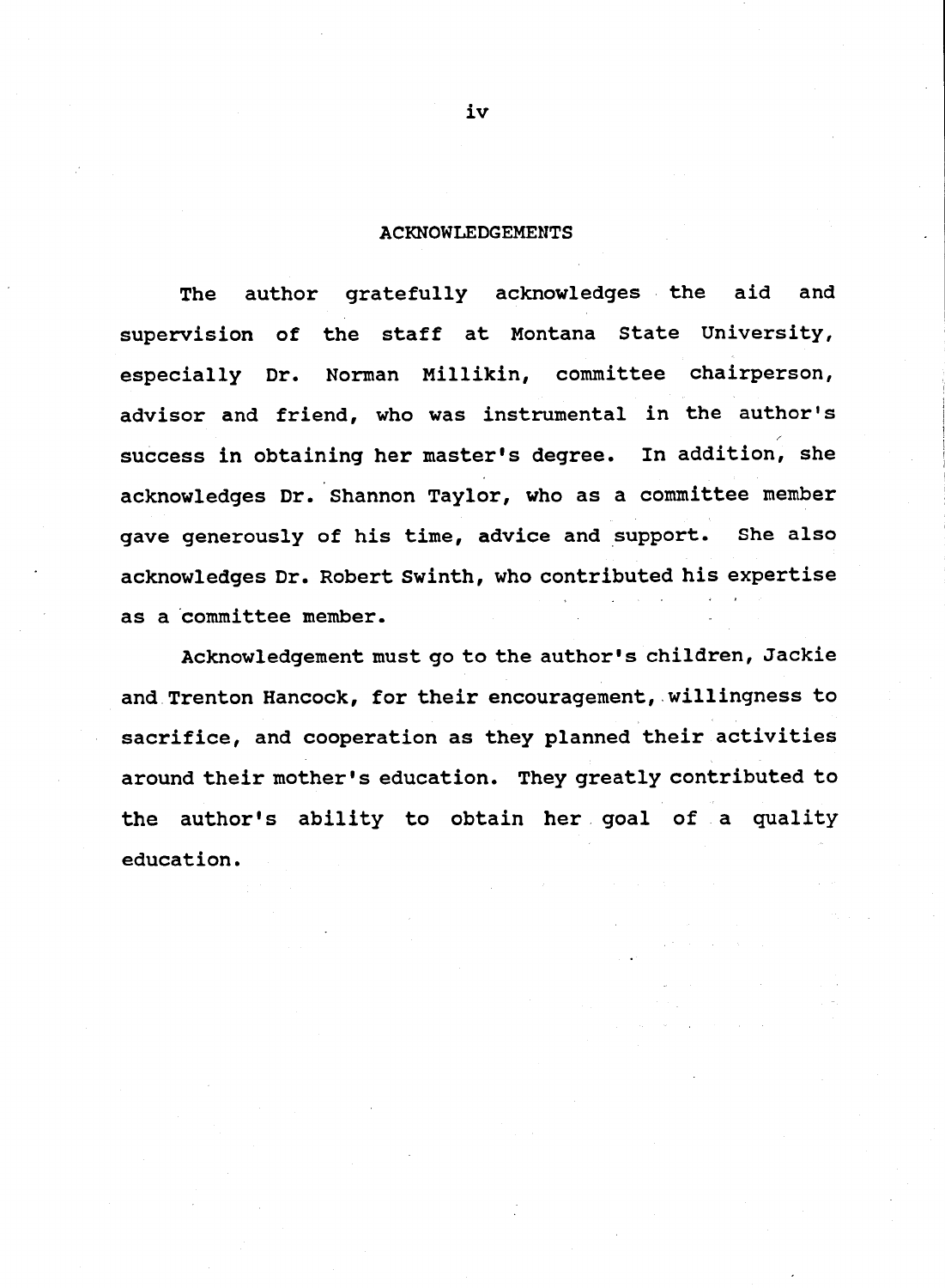## ACKNOWLEDGEMENTS

The author gratefully acknowledges the aid and supervision of the staff at Montana State University, especially Dr. Norman Millikin, committee chairperson, advisor and friend, who was instrumental in the author's success in obtaining her master's degree. In addition, she acknowledges Dr. Shannon Taylor, who as a committee member gave generously of his time, advice and support. She also acknowledges Dr. Robert Swinth, who contributed his expertise as a committee member.

Acknowledgement must go to the author's children, Jackie and Trenton Hancock, for their encouragement, willingness to sacrifice, and cooperation as they planned their activities around their mother's education. They greatly contributed to the author's ability to obtain her goal of a quality education.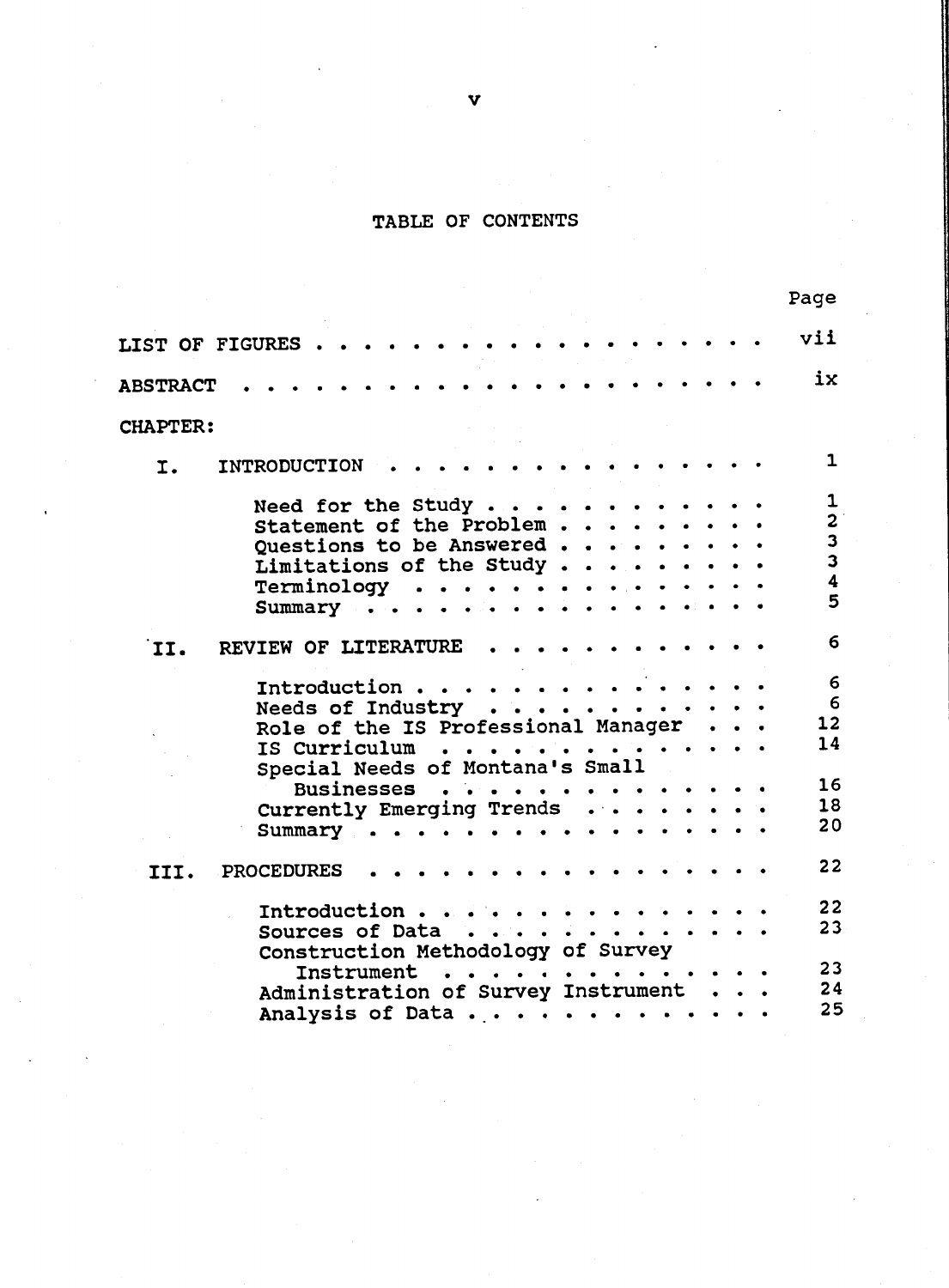# TABLE OF CONTENTS

| | | Page |
|---|---|---|
| LIST OF FIGURES | | vii |
| ABSTRACT | | ix |
| CHAPTER: | | |
| I. | INTRODUCTION | 1 |
| | Need for the Study | 1 |
| | Statement of the Problem | 2 |
| | Questions to be Answered | 3 |
| | Limitations of the Study | 3 |
| | Terminology | 4 |
| | Summary | 5 |
| II. | REVIEW OF LITERATURE | 6 |
| | Introduction | 6 |
| | Needs of Industry | 6 |
| | Role of the IS Professional Manager | 12 |
| | IS Curriculum | 14 |
| | Special Needs of Montana's Small Businesses | 16 |
| | Currently Emerging Trends | 18 |
| | Summary | 20 |
| III. | PROCEDURES | 22 |
| | Introduction | 22 |
| | Sources of Data | 23 |
| | Construction Methodology of Survey Instrument | 23 |
| | Administration of Survey Instrument | 24 |
| | Analysis of Data | 25 |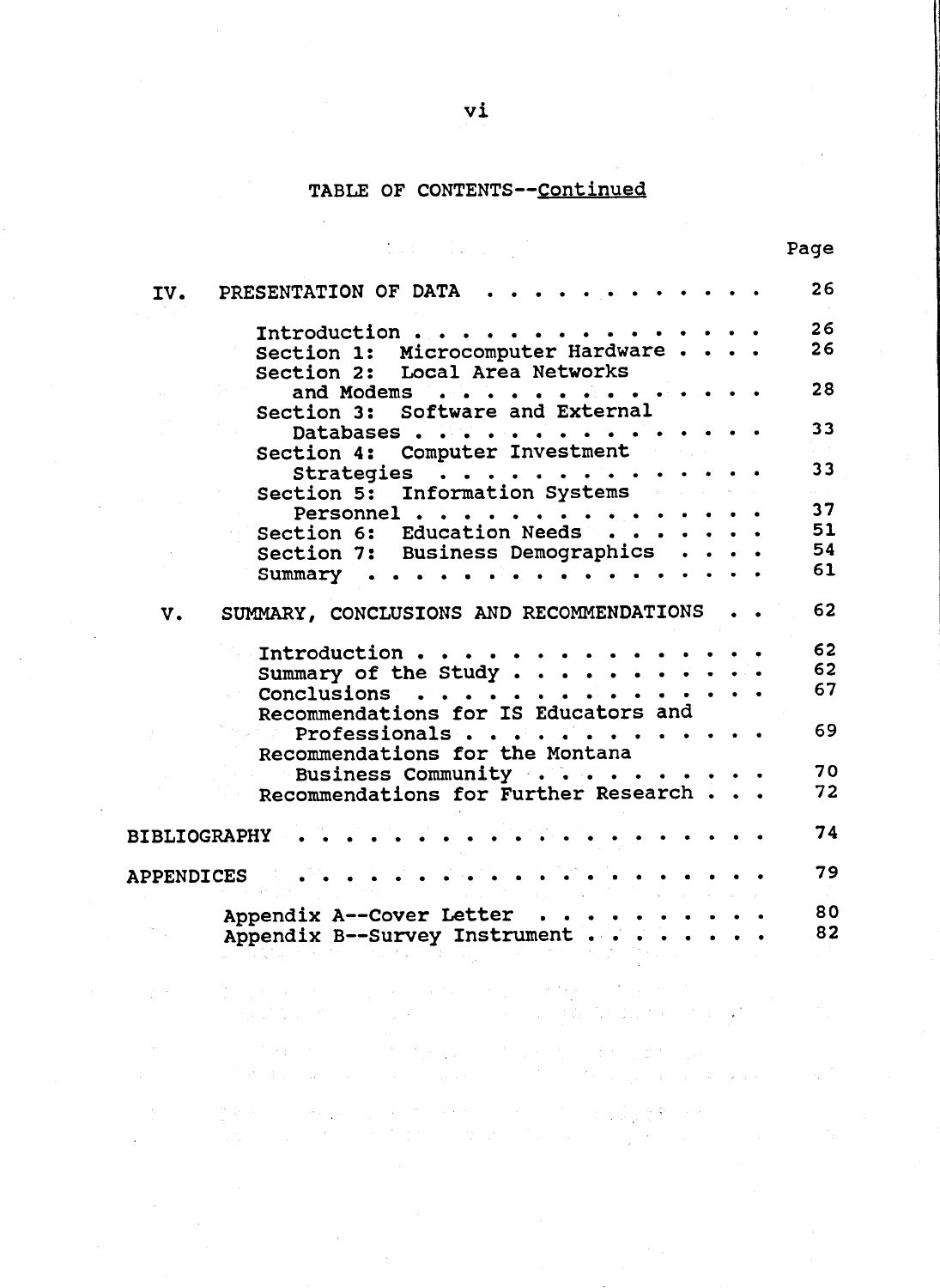## TABLE OF CONTENTS--Continued

| | Page |
|---|---|
| IV. PRESENTATION OF DATA | 26 |
| Introduction | 26 |
| Section 1: Microcomputer Hardware | 26 |
| Section 2: Local Area Networks and Modems | 28 |
| Section 3: Software and External Databases | 33 |
| Section 4: Computer Investment Strategies | 33 |
| Section 5: Information Systems Personnel | 37 |
| Section 6: Education Needs | 51 |
| Section 7: Business Demographics | 54 |
| Summary | 61 |
| V. SUMMARY, CONCLUSIONS AND RECOMMENDATIONS | 62 |
| Introduction | 62 |
| Summary of the Study | 62 |
| Conclusions | 67 |
| Recommendations for IS Educators and Professionals | 69 |
| Recommendations for the Montana Business Community | 70 |
| Recommendations for Further Research | 72 |
| BIBLIOGRAPHY | 74 |
| APPENDICES | 79 |
| Appendix A--Cover Letter | 80 |
| Appendix B--Survey Instrument | 82 |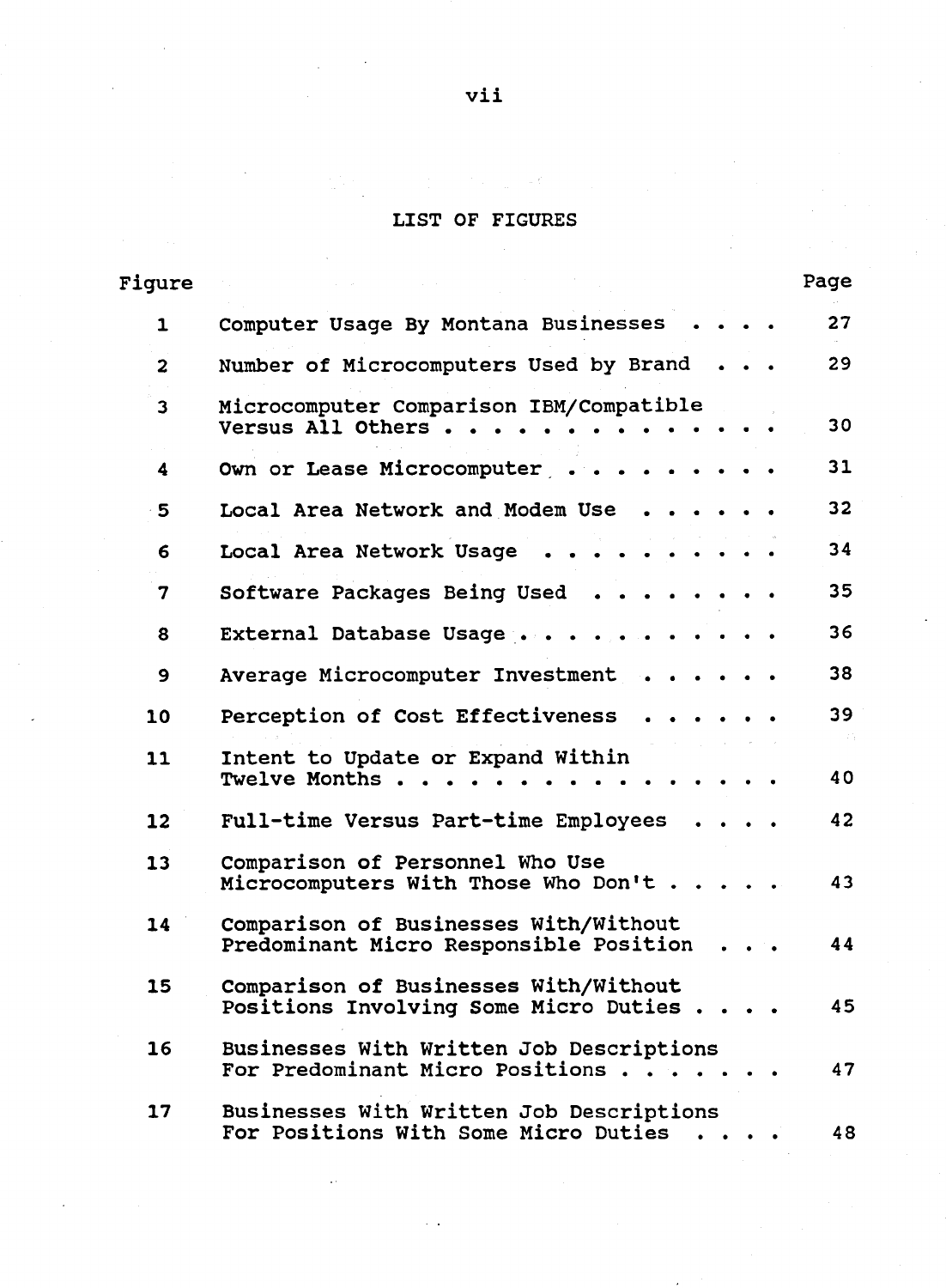## LIST OF FIGURES

| Figure | | Page |
|---|---|---|
| 1 | Computer Usage By Montana Businesses | 27 |
| 2 | Number of Microcomputers Used by Brand | 29 |
| 3 | Microcomputer Comparison IBM/Compatible Versus All Others | 30 |
| 4 | Own or Lease Microcomputer | 31 |
| 5 | Local Area Network and Modem Use | 32 |
| 6 | Local Area Network Usage | 34 |
| 7 | Software Packages Being Used | 35 |
| 8 | External Database Usage | 36 |
| 9 | Average Microcomputer Investment | 38 |
| 10 | Perception of Cost Effectiveness | 39 |
| 11 | Intent to Update or Expand Within Twelve Months | 40 |
| 12 | Full-time Versus Part-time Employees | 42 |
| 13 | Comparison of Personnel Who Use Microcomputers With Those Who Don't | 43 |
| 14 | Comparison of Businesses With/Without Predominant Micro Responsible Position | 44 |
| 15 | Comparison of Businesses With/Without Positions Involving Some Micro Duties | 45 |
| 16 | Businesses With Written Job Descriptions For Predominant Micro Positions | 47 |
| 17 | Businesses With Written Job Descriptions For Positions With Some Micro Duties | 48 |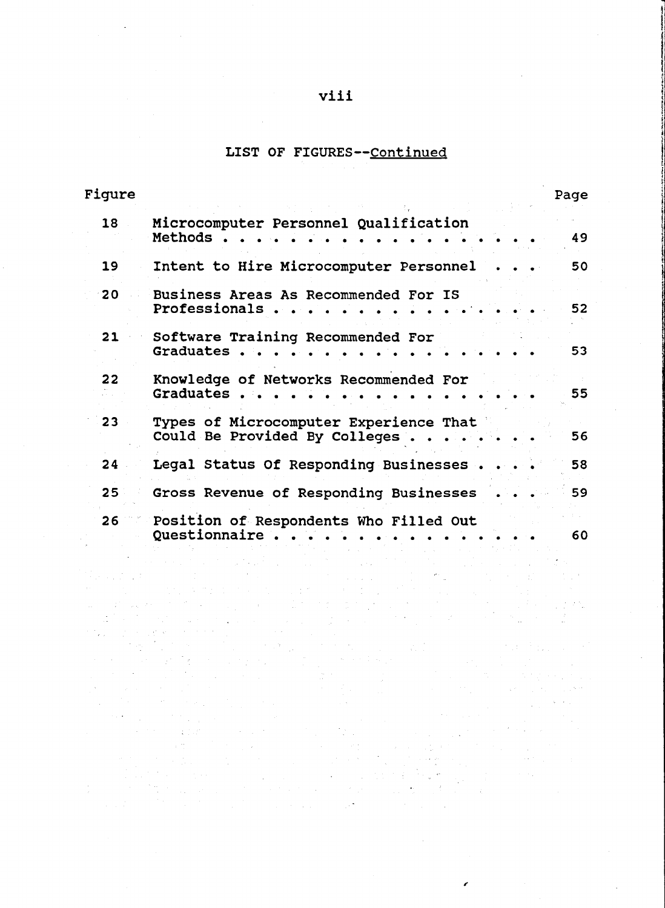## LIST OF FIGURES--Continued

| Figure | | Page |
|---|---|---|
| 18 | Microcomputer Personnel Qualification Methods | 49 |
| 19 | Intent to Hire Microcomputer Personnel | 50 |
| 20 | Business Areas As Recommended For IS Professionals | 52 |
| 21 | Software Training Recommended For Graduates | 53 |
| 22 | Knowledge of Networks Recommended For Graduates | 55 |
| 23 | Types of Microcomputer Experience That Could Be Provided By Colleges | 56 |
| 24 | Legal Status Of Responding Businesses | 58 |
| 25 | Gross Revenue of Responding Businesses | 59 |
| 26 | Position of Respondents Who Filled Out Questionnaire | 60 |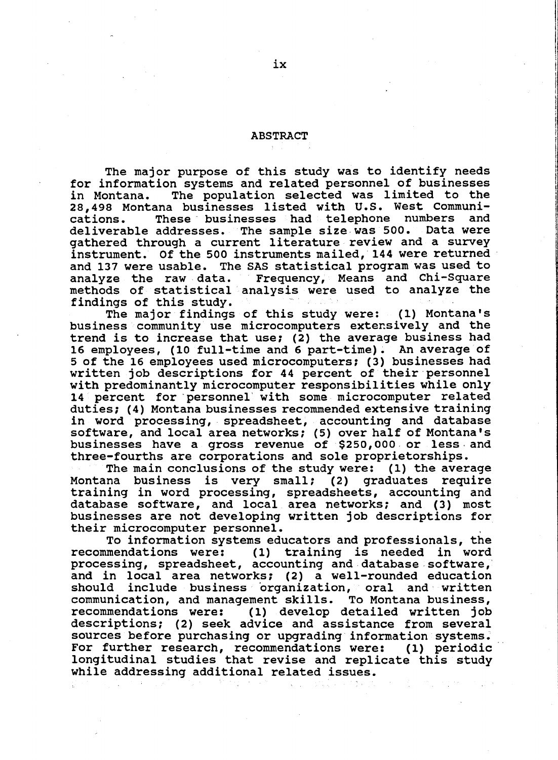## ABSTRACT

The major purpose of this study was to identify needs for information systems and related personnel of businesses in Montana. The population selected was limited to the 28,498 Montana businesses listed with U.S. West Communications. These businesses had telephone numbers and deliverable addresses. The sample size was 500. Data were gathered through a current literature review and a survey instrument. Of the 500 instruments mailed, 144 were returned and 137 were usable. The SAS statistical program was used to analyze the raw data. Frequency, Means and Chi-Square methods of statistical analysis were used to analyze the findings of this study.

The major findings of this study were: (1) Montana's business community use microcomputers extensively and the trend is to increase that use; (2) the average business had 16 employees, (10 full-time and 6 part-time). An average of 5 of the 16 employees used microcomputers; (3) businesses had written job descriptions for 44 percent of their personnel with predominantly microcomputer responsibilities while only 14 percent for personnel with some microcomputer related duties; (4) Montana businesses recommended extensive training in word processing, spreadsheet, accounting and database software, and local area networks; (5) over half of Montana's businesses have a gross revenue of $250,000 or less and three-fourths are corporations and sole proprietorships.

The main conclusions of the study were: (1) the average Montana business is very small; (2) graduates require training in word processing, spreadsheets, accounting and database software, and local area networks; and (3) most businesses are not developing written job descriptions for their microcomputer personnel.

To information systems educators and professionals, the recommendations were: (1) training is needed in word processing, spreadsheet, accounting and database software, and in local area networks; (2) a well-rounded education should include business organization, oral and written communication, and management skills. To Montana business, recommendations were: (1) develop detailed written job descriptions; (2) seek advice and assistance from several sources before purchasing or upgrading information systems. For further research, recommendations were: (1) periodic longitudinal studies that revise and replicate this study while addressing additional related issues.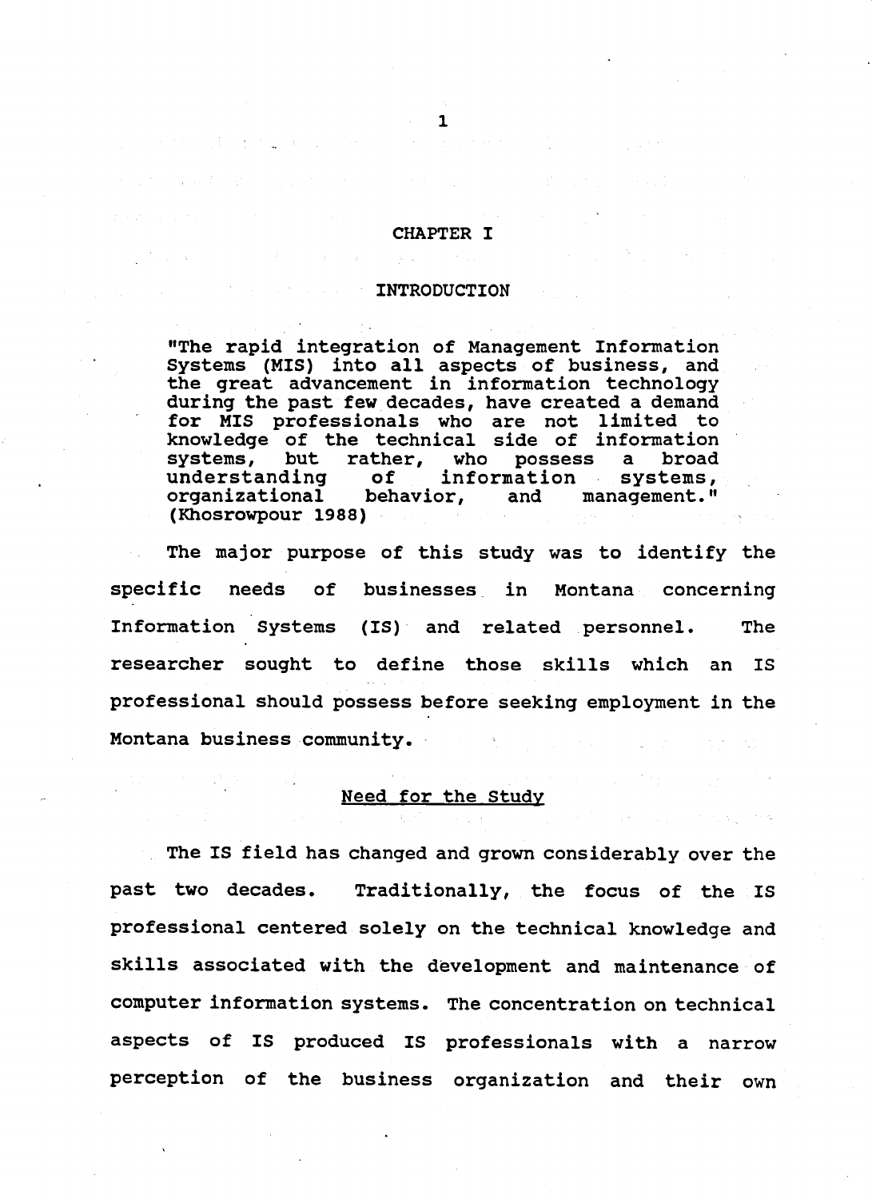# CHAPTER I

## INTRODUCTION

> "The rapid integration of Management Information Systems (MIS) into all aspects of business, and the great advancement in information technology during the past few decades, have created a demand for MIS professionals who are not limited to knowledge of the technical side of information systems, but rather, who possess a broad understanding of information systems, organizational behavior, and management." (Khosrowpour 1988)

The major purpose of this study was to identify the specific needs of businesses in Montana concerning Information Systems (IS) and related personnel. The researcher sought to define those skills which an IS professional should possess before seeking employment in the Montana business community.

### Need for the Study

The IS field has changed and grown considerably over the past two decades. Traditionally, the focus of the IS professional centered solely on the technical knowledge and skills associated with the development and maintenance of computer information systems. The concentration on technical aspects of IS produced IS professionals with a narrow perception of the business organization and their own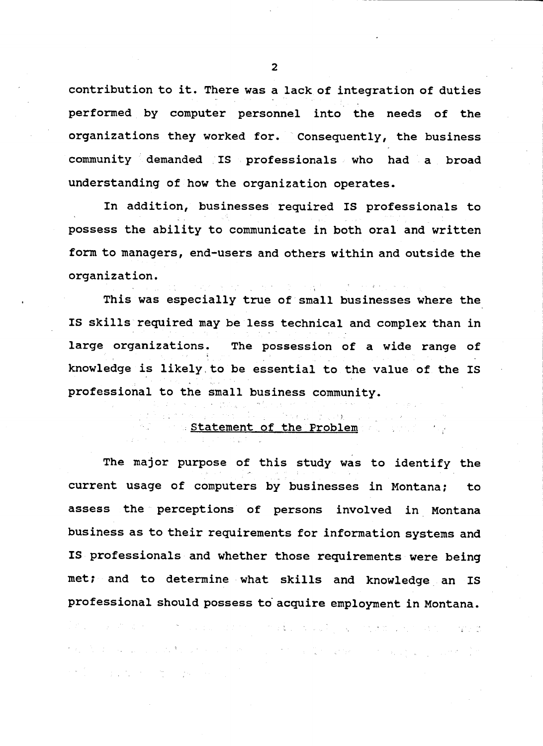contribution to it. There was a lack of integration of duties performed by computer personnel into the needs of the organizations they worked for. Consequently, the business community demanded IS professionals who had a broad understanding of how the organization operates.

In addition, businesses required IS professionals to possess the ability to communicate in both oral and written form to managers, end-users and others within and outside the organization.

This was especially true of small businesses where the IS skills required may be less technical and complex than in large organizations. The possession of a wide range of knowledge is likely to be essential to the value of the IS professional to the small business community.

## Statement of the Problem

The major purpose of this study was to identify the current usage of computers by businesses in Montana; to assess the perceptions of persons involved in Montana business as to their requirements for information systems and IS professionals and whether those requirements were being met; and to determine what skills and knowledge an IS professional should possess to acquire employment in Montana.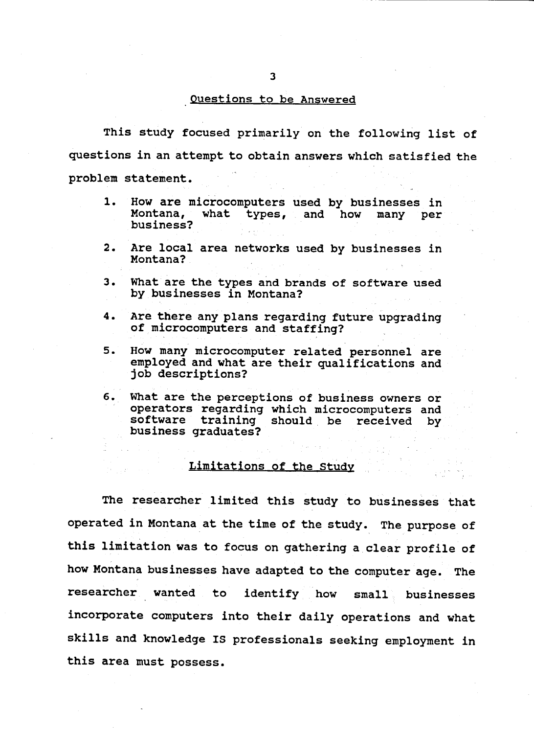## Questions to be Answered

This study focused primarily on the following list of questions in an attempt to obtain answers which satisfied the problem statement.

1. How are microcomputers used by businesses in Montana, what types, and how many per business?

2. Are local area networks used by businesses in Montana?

3. What are the types and brands of software used by businesses in Montana?

4. Are there any plans regarding future upgrading of microcomputers and staffing?

5. How many microcomputer related personnel are employed and what are their qualifications and job descriptions?

6. What are the perceptions of business owners or operators regarding which microcomputers and software training should be received by business graduates?

## Limitations of the Study

The researcher limited this study to businesses that operated in Montana at the time of the study. The purpose of this limitation was to focus on gathering a clear profile of how Montana businesses have adapted to the computer age. The researcher wanted to identify how small businesses incorporate computers into their daily operations and what skills and knowledge IS professionals seeking employment in this area must possess.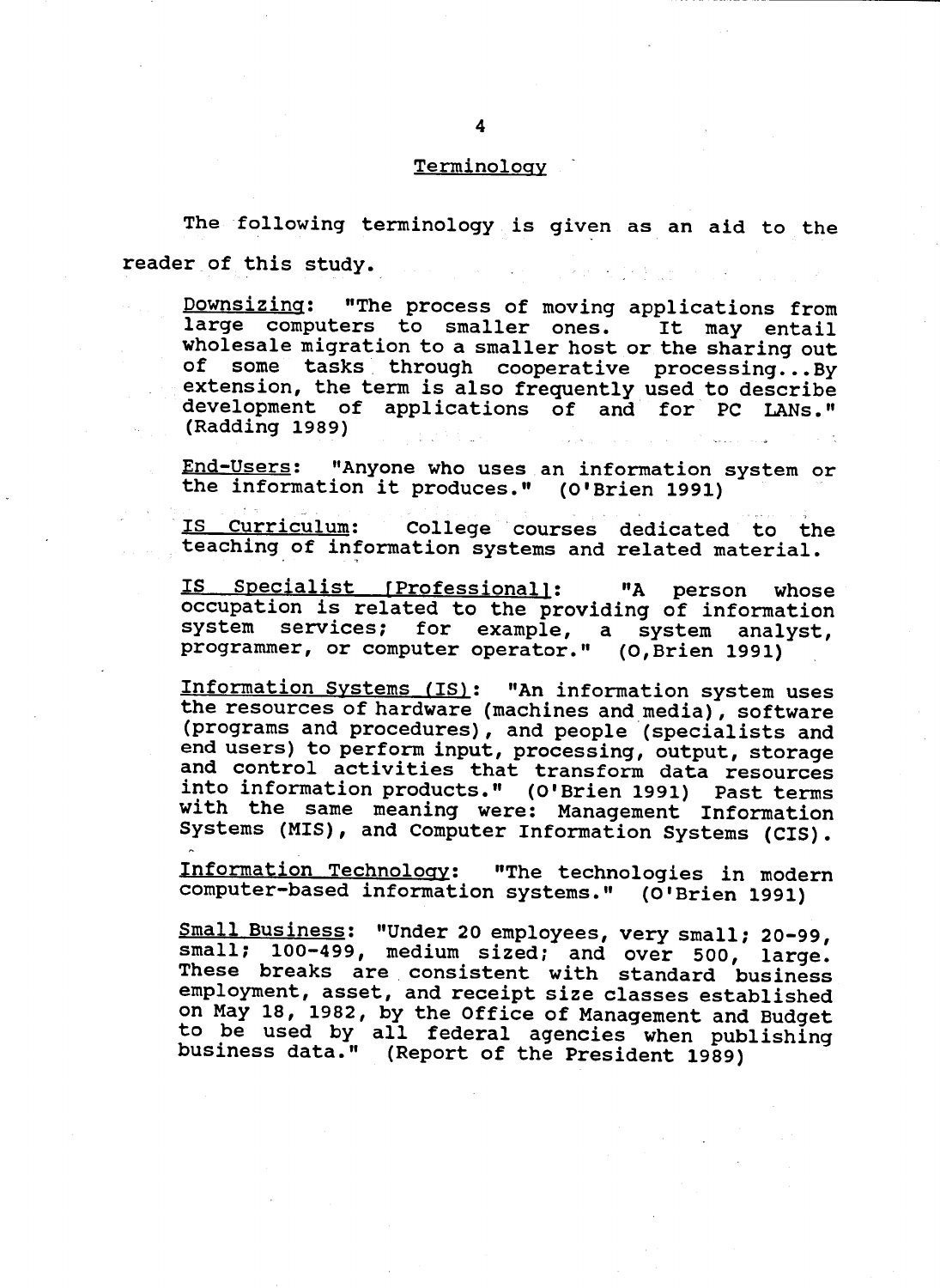## Terminology

The following terminology is given as an aid to the reader of this study.

<u>Downsizing</u>: "The process of moving applications from large computers to smaller ones. It may entail wholesale migration to a smaller host or the sharing out of some tasks through cooperative processing...By extension, the term is also frequently used to describe development of applications of and for PC LANs." (Radding 1989)

<u>End-Users</u>: "Anyone who uses an information system or the information it produces." (O'Brien 1991)

<u>IS Curriculum</u>: College courses dedicated to the teaching of information systems and related material.

<u>IS Specialist [Professional]</u>: "A person whose occupation is related to the providing of information system services; for example, a system analyst, programmer, or computer operator." (O,Brien 1991)

<u>Information Systems (IS)</u>: "An information system uses the resources of hardware (machines and media), software (programs and procedures), and people (specialists and end users) to perform input, processing, output, storage and control activities that transform data resources into information products." (O'Brien 1991) Past terms with the same meaning were: Management Information Systems (MIS), and Computer Information Systems (CIS).

<u>Information Technology</u>: "The technologies in modern computer-based information systems." (O'Brien 1991)

<u>Small Business</u>: "Under 20 employees, very small; 20-99, small; 100-499, medium sized; and over 500, large. These breaks are consistent with standard business employment, asset, and receipt size classes established on May 18, 1982, by the Office of Management and Budget to be used by all federal agencies when publishing business data." (Report of the President 1989)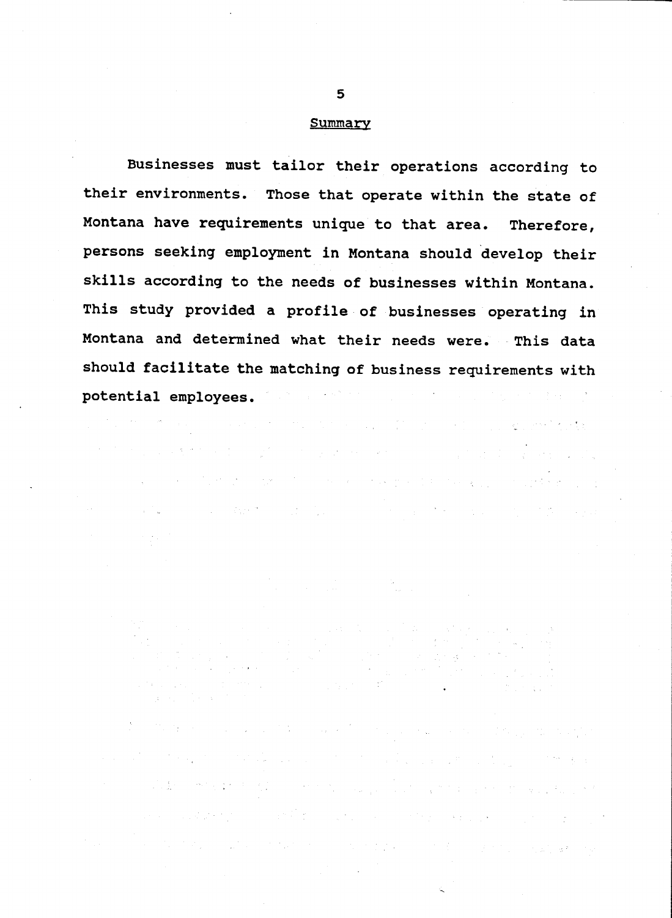## Summary

Businesses must tailor their operations according to their environments. Those that operate within the state of Montana have requirements unique to that area. Therefore, persons seeking employment in Montana should develop their skills according to the needs of businesses within Montana. This study provided a profile of businesses operating in Montana and determined what their needs were. This data should facilitate the matching of business requirements with potential employees.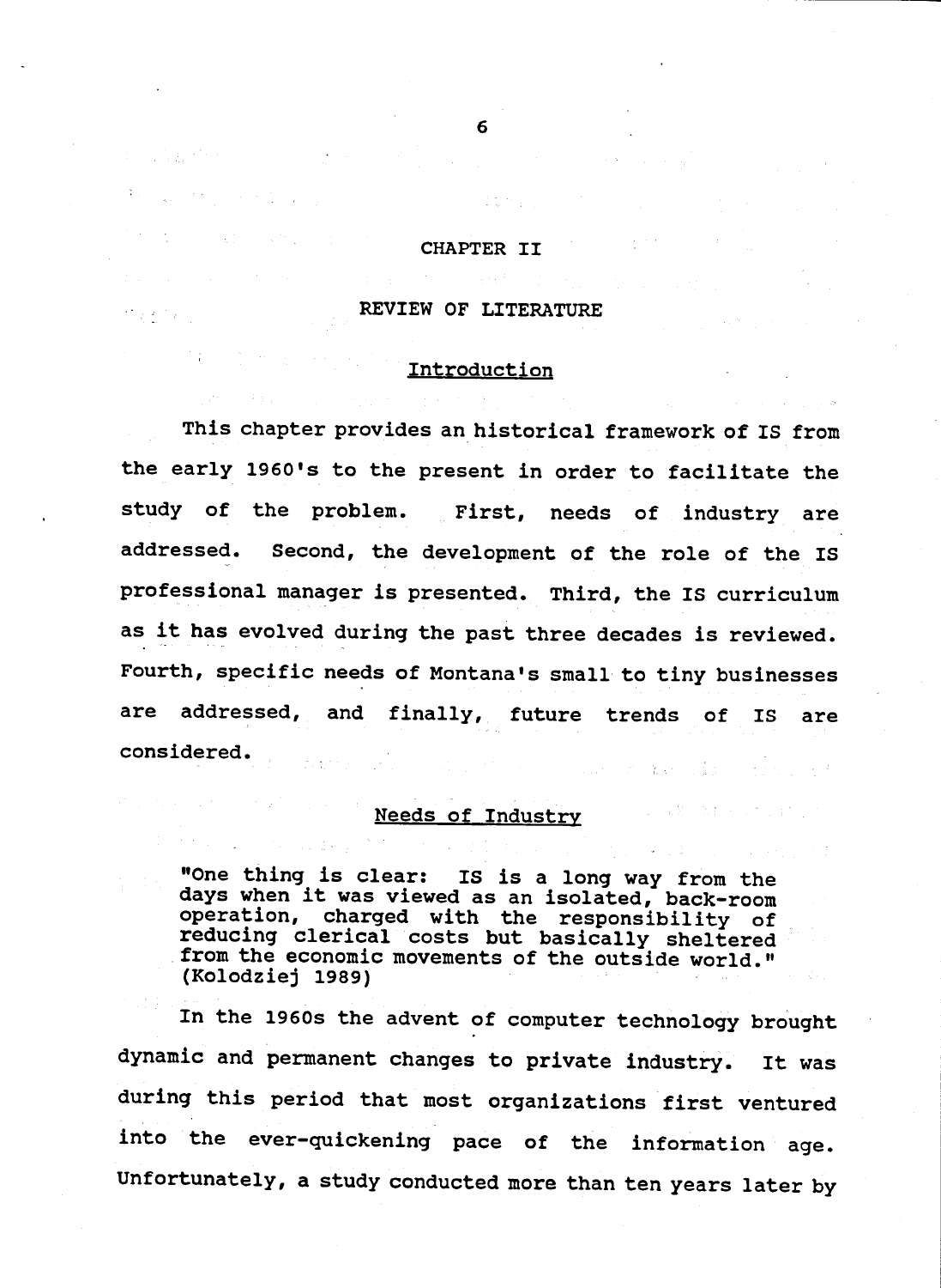# CHAPTER II

# REVIEW OF LITERATURE

## Introduction

This chapter provides an historical framework of IS from the early 1960's to the present in order to facilitate the study of the problem. First, needs of industry are addressed. Second, the development of the role of the IS professional manager is presented. Third, the IS curriculum as it has evolved during the past three decades is reviewed. Fourth, specific needs of Montana's small to tiny businesses are addressed, and finally, future trends of IS are considered.

## Needs of Industry

> "One thing is clear: IS is a long way from the days when it was viewed as an isolated, back-room operation, charged with the responsibility of reducing clerical costs but basically sheltered from the economic movements of the outside world." (Kolodziej 1989)

In the 1960s the advent of computer technology brought dynamic and permanent changes to private industry. It was during this period that most organizations first ventured into the ever-quickening pace of the information age. Unfortunately, a study conducted more than ten years later by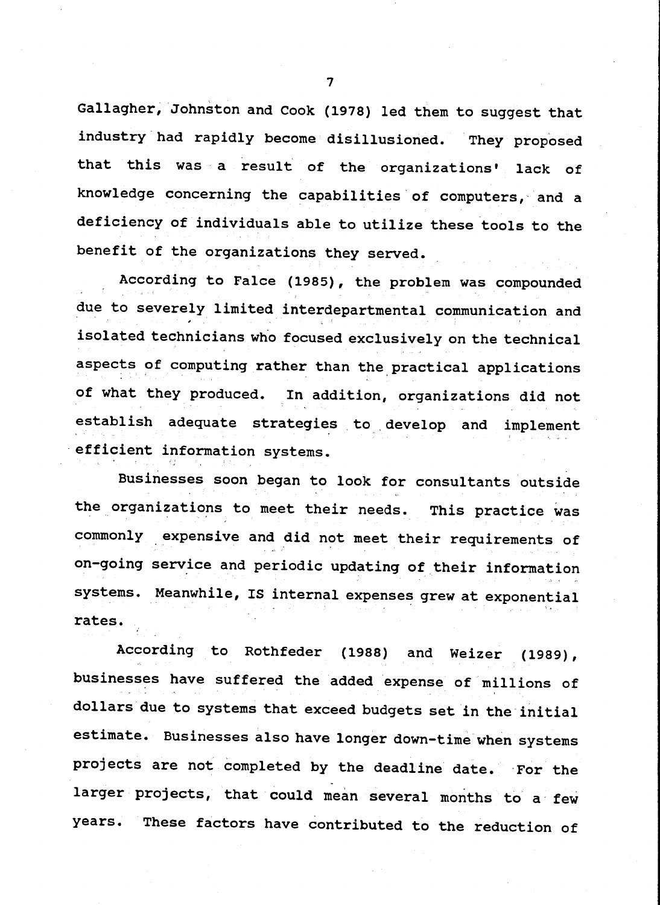Gallagher, Johnston and Cook (1978) led them to suggest that industry had rapidly become disillusioned. They proposed that this was a result of the organizations' lack of knowledge concerning the capabilities of computers, and a deficiency of individuals able to utilize these tools to the benefit of the organizations they served.

According to Falce (1985), the problem was compounded due to severely limited interdepartmental communication and isolated technicians who focused exclusively on the technical aspects of computing rather than the practical applications of what they produced. In addition, organizations did not establish adequate strategies to develop and implement efficient information systems.

Businesses soon began to look for consultants outside the organizations to meet their needs. This practice was commonly expensive and did not meet their requirements of on-going service and periodic updating of their information systems. Meanwhile, IS internal expenses grew at exponential rates.

According to Rothfeder (1988) and Weizer (1989), businesses have suffered the added expense of millions of dollars due to systems that exceed budgets set in the initial estimate. Businesses also have longer down-time when systems projects are not completed by the deadline date. For the larger projects, that could mean several months to a few years. These factors have contributed to the reduction of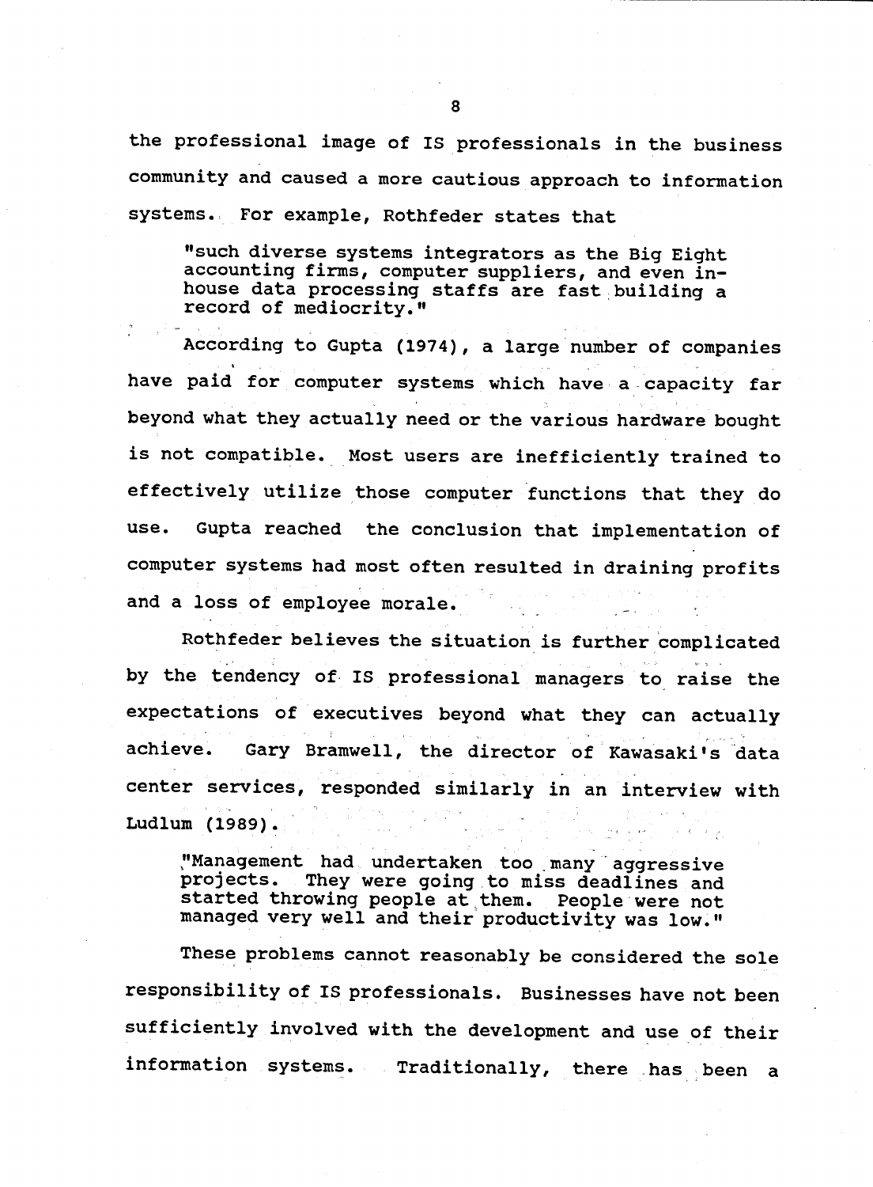the professional image of IS professionals in the business community and caused a more cautious approach to information systems. For example, Rothfeder states that

> "such diverse systems integrators as the Big Eight accounting firms, computer suppliers, and even in-house data processing staffs are fast building a record of mediocrity."

According to Gupta (1974), a large number of companies have paid for computer systems which have a capacity far beyond what they actually need or the various hardware bought is not compatible. Most users are inefficiently trained to effectively utilize those computer functions that they do use. Gupta reached the conclusion that implementation of computer systems had most often resulted in draining profits and a loss of employee morale.

Rothfeder believes the situation is further complicated by the tendency of IS professional managers to raise the expectations of executives beyond what they can actually achieve. Gary Bramwell, the director of Kawasaki's data center services, responded similarly in an interview with Ludlum (1989).

> "Management had undertaken too many aggressive projects. They were going to miss deadlines and started throwing people at them. People were not managed very well and their productivity was low."

These problems cannot reasonably be considered the sole responsibility of IS professionals. Businesses have not been sufficiently involved with the development and use of their information systems. Traditionally, there has been a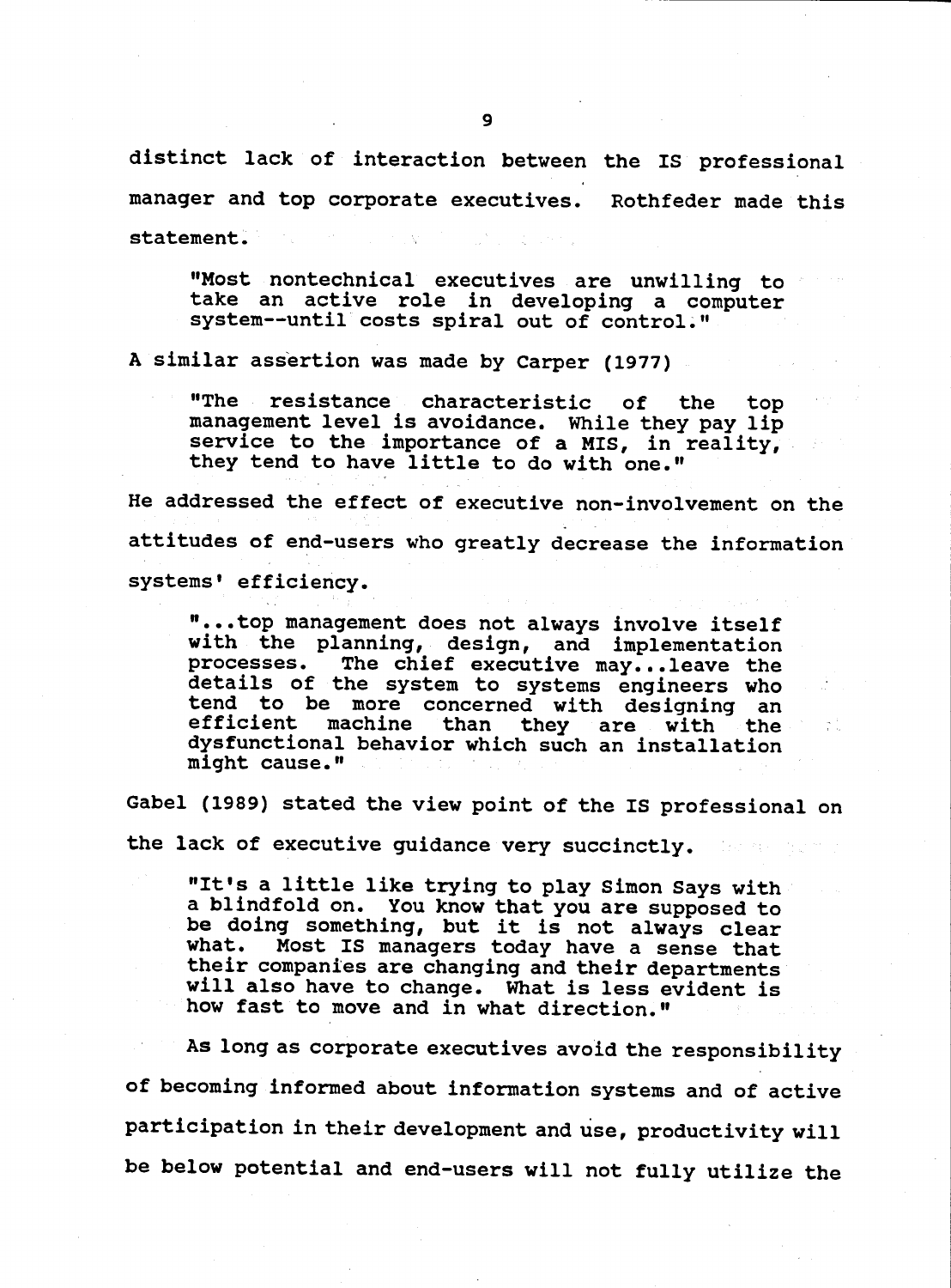distinct lack of interaction between the IS professional manager and top corporate executives. Rothfeder made this statement.

> "Most nontechnical executives are unwilling to take an active role in developing a computer system--until costs spiral out of control."

A similar assertion was made by Carper (1977)

> "The resistance characteristic of the top management level is avoidance. While they pay lip service to the importance of a MIS, in reality, they tend to have little to do with one."

He addressed the effect of executive non-involvement on the attitudes of end-users who greatly decrease the information systems' efficiency.

> "...top management does not always involve itself with the planning, design, and implementation processes. The chief executive may...leave the details of the system to systems engineers who tend to be more concerned with designing an efficient machine than they are with the dysfunctional behavior which such an installation might cause."

Gabel (1989) stated the view point of the IS professional on the lack of executive guidance very succinctly.

> "It's a little like trying to play Simon Says with a blindfold on. You know that you are supposed to be doing something, but it is not always clear what. Most IS managers today have a sense that their companies are changing and their departments will also have to change. What is less evident is how fast to move and in what direction."

As long as corporate executives avoid the responsibility of becoming informed about information systems and of active participation in their development and use, productivity will be below potential and end-users will not fully utilize the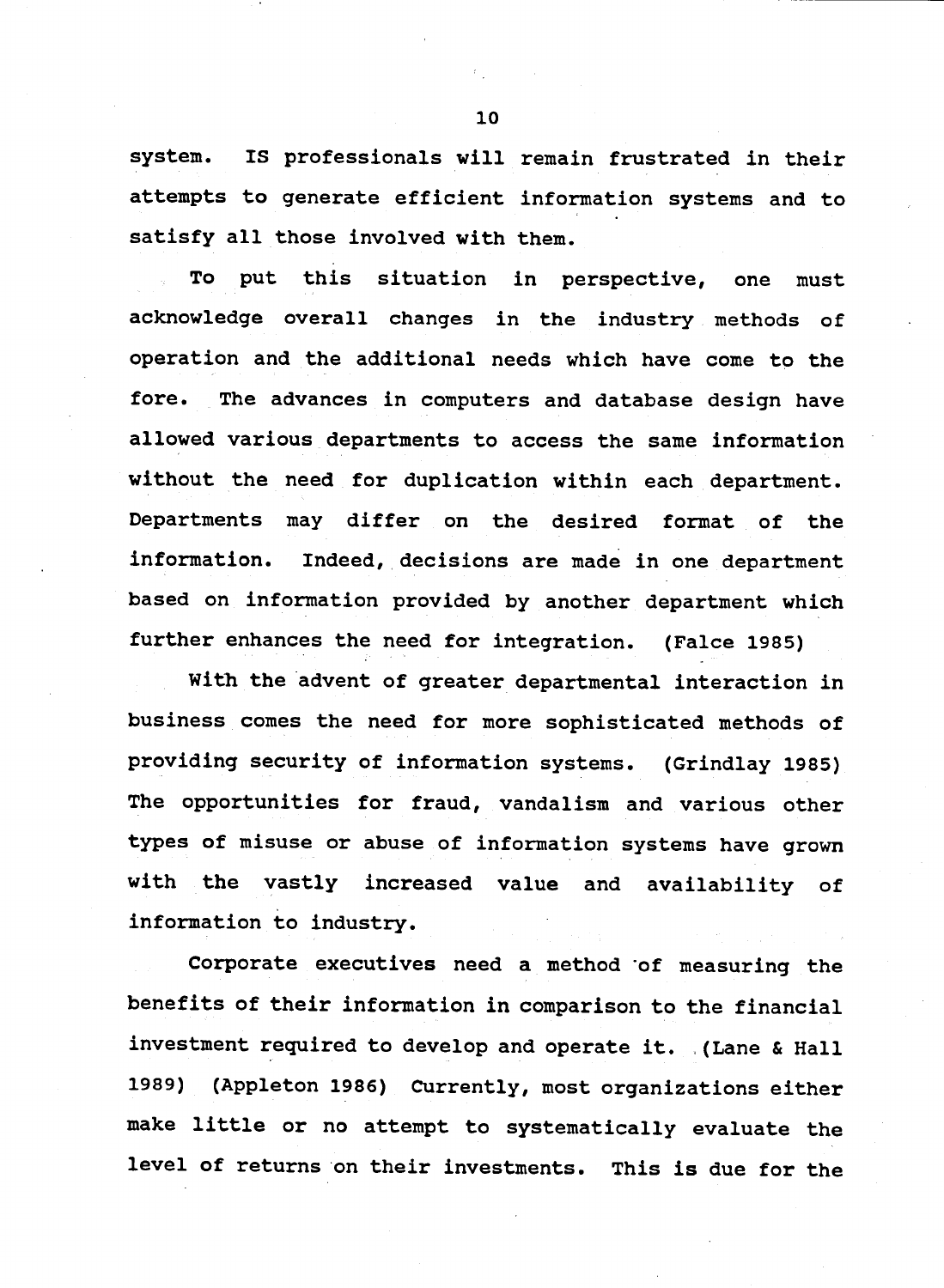system. IS professionals will remain frustrated in their attempts to generate efficient information systems and to satisfy all those involved with them.

To put this situation in perspective, one must acknowledge overall changes in the industry methods of operation and the additional needs which have come to the fore. The advances in computers and database design have allowed various departments to access the same information without the need for duplication within each department. Departments may differ on the desired format of the information. Indeed, decisions are made in one department based on information provided by another department which further enhances the need for integration. (Falce 1985)

With the advent of greater departmental interaction in business comes the need for more sophisticated methods of providing security of information systems. (Grindlay 1985) The opportunities for fraud, vandalism and various other types of misuse or abuse of information systems have grown with the vastly increased value and availability of information to industry.

Corporate executives need a method of measuring the benefits of their information in comparison to the financial investment required to develop and operate it. (Lane & Hall 1989) (Appleton 1986) Currently, most organizations either make little or no attempt to systematically evaluate the level of returns on their investments. This is due for the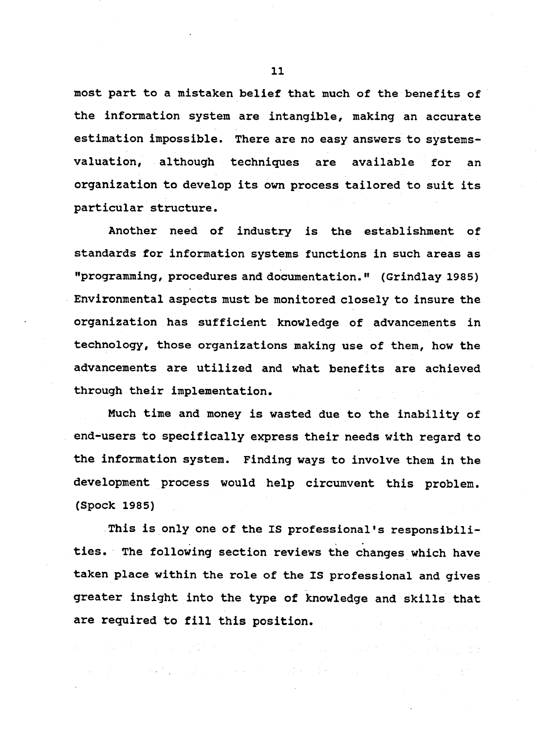most part to a mistaken belief that much of the benefits of the information system are intangible, making an accurate estimation impossible. There are no easy answers to systems-valuation, although techniques are available for an organization to develop its own process tailored to suit its particular structure.

Another need of industry is the establishment of standards for information systems functions in such areas as "programming, procedures and documentation." (Grindlay 1985) Environmental aspects must be monitored closely to insure the organization has sufficient knowledge of advancements in technology, those organizations making use of them, how the advancements are utilized and what benefits are achieved through their implementation.

Much time and money is wasted due to the inability of end-users to specifically express their needs with regard to the information system. Finding ways to involve them in the development process would help circumvent this problem. (Spock 1985)

This is only one of the IS professional's responsibilities. The following section reviews the changes which have taken place within the role of the IS professional and gives greater insight into the type of knowledge and skills that are required to fill this position.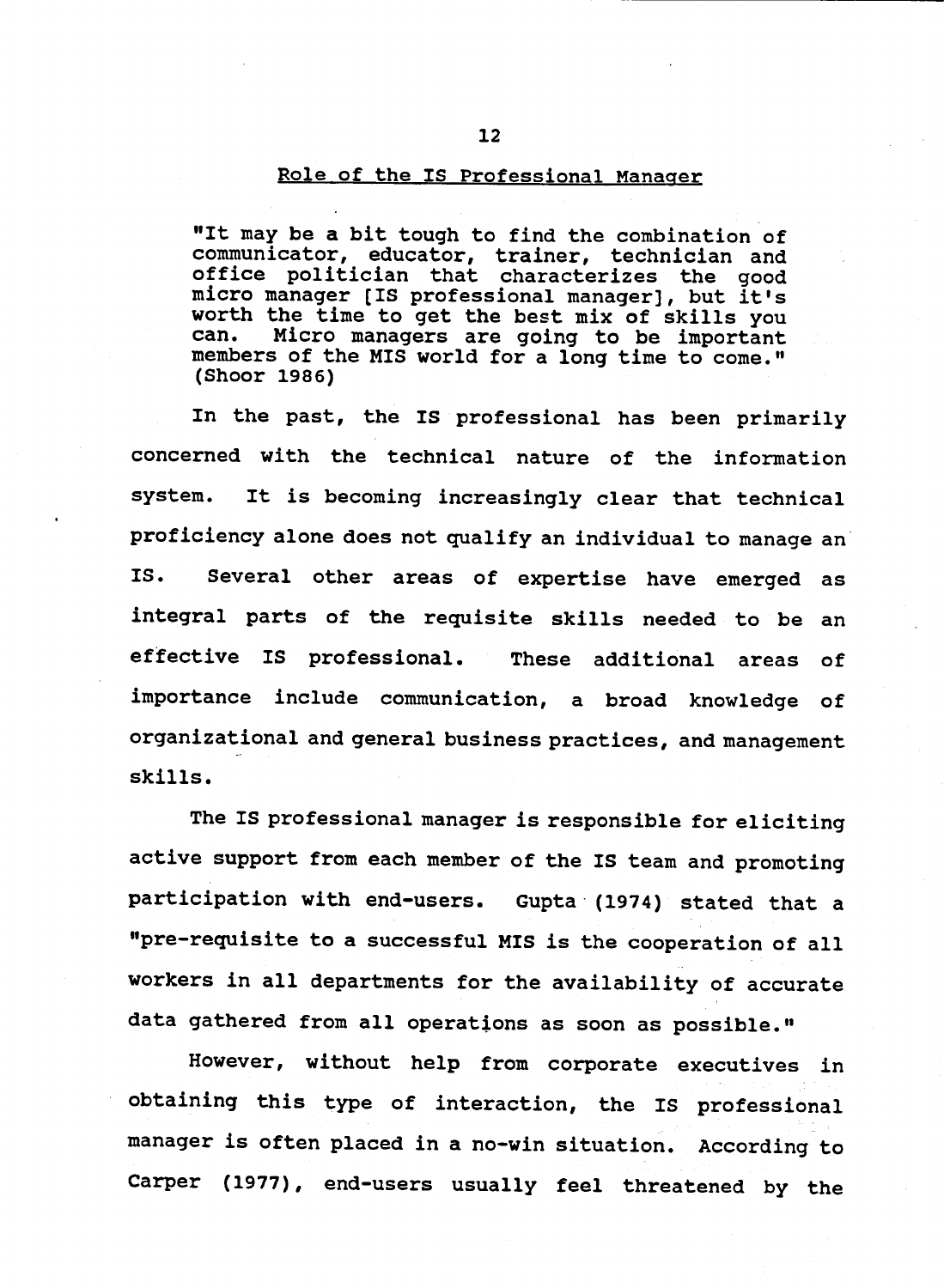## Role of the IS Professional Manager

> "It may be a bit tough to find the combination of communicator, educator, trainer, technician and office politician that characterizes the good micro manager [IS professional manager], but it's worth the time to get the best mix of skills you can. Micro managers are going to be important members of the MIS world for a long time to come." (Shoor 1986)

In the past, the IS professional has been primarily concerned with the technical nature of the information system. It is becoming increasingly clear that technical proficiency alone does not qualify an individual to manage an IS. Several other areas of expertise have emerged as integral parts of the requisite skills needed to be an effective IS professional. These additional areas of importance include communication, a broad knowledge of organizational and general business practices, and management skills.

The IS professional manager is responsible for eliciting active support from each member of the IS team and promoting participation with end-users. Gupta (1974) stated that a "pre-requisite to a successful MIS is the cooperation of all workers in all departments for the availability of accurate data gathered from all operations as soon as possible."

However, without help from corporate executives in obtaining this type of interaction, the IS professional manager is often placed in a no-win situation. According to Carper (1977), end-users usually feel threatened by the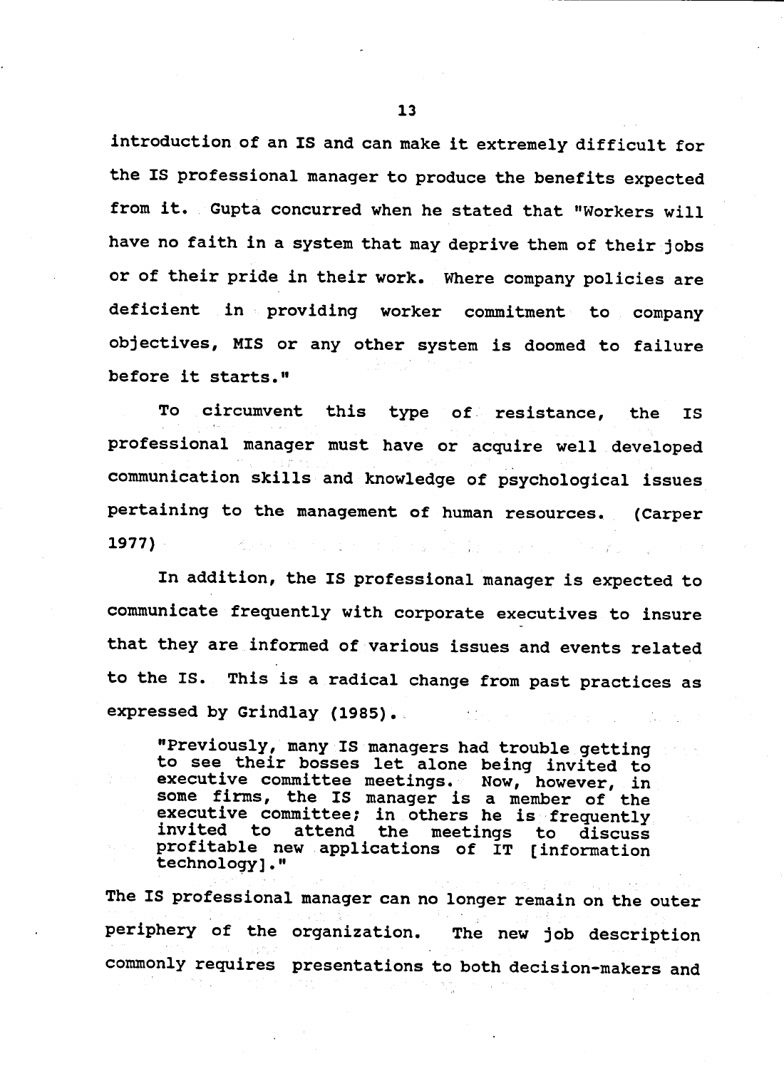introduction of an IS and can make it extremely difficult for the IS professional manager to produce the benefits expected from it. Gupta concurred when he stated that "Workers will have no faith in a system that may deprive them of their jobs or of their pride in their work. Where company policies are deficient in providing worker commitment to company objectives, MIS or any other system is doomed to failure before it starts."

To circumvent this type of resistance, the IS professional manager must have or acquire well developed communication skills and knowledge of psychological issues pertaining to the management of human resources. (Carper 1977)

In addition, the IS professional manager is expected to communicate frequently with corporate executives to insure that they are informed of various issues and events related to the IS. This is a radical change from past practices as expressed by Grindlay (1985).

> "Previously, many IS managers had trouble getting to see their bosses let alone being invited to executive committee meetings. Now, however, in some firms, the IS manager is a member of the executive committee; in others he is frequently invited to attend the meetings to discuss profitable new applications of IT [information technology]."

The IS professional manager can no longer remain on the outer periphery of the organization. The new job description commonly requires presentations to both decision-makers and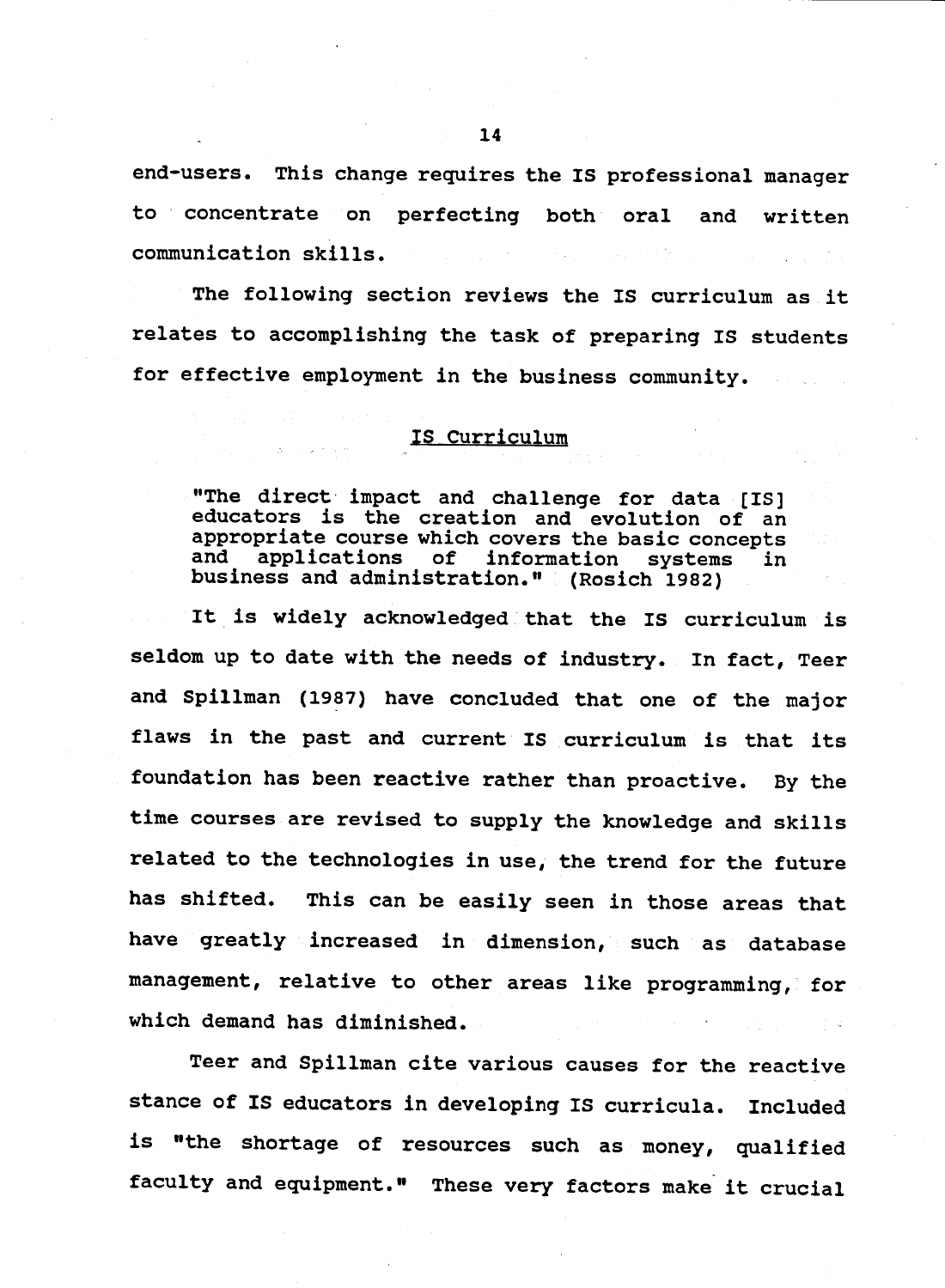end-users. This change requires the IS professional manager to concentrate on perfecting both oral and written communication skills.

The following section reviews the IS curriculum as it relates to accomplishing the task of preparing IS students for effective employment in the business community.

## IS Curriculum

> "The direct impact and challenge for data [IS] educators is the creation and evolution of an appropriate course which covers the basic concepts and applications of information systems in business and administration." (Rosich 1982)

It is widely acknowledged that the IS curriculum is seldom up to date with the needs of industry. In fact, Teer and Spillman (1987) have concluded that one of the major flaws in the past and current IS curriculum is that its foundation has been reactive rather than proactive. By the time courses are revised to supply the knowledge and skills related to the technologies in use, the trend for the future has shifted. This can be easily seen in those areas that have greatly increased in dimension, such as database management, relative to other areas like programming, for which demand has diminished.

Teer and Spillman cite various causes for the reactive stance of IS educators in developing IS curricula. Included is "the shortage of resources such as money, qualified faculty and equipment." These very factors make it crucial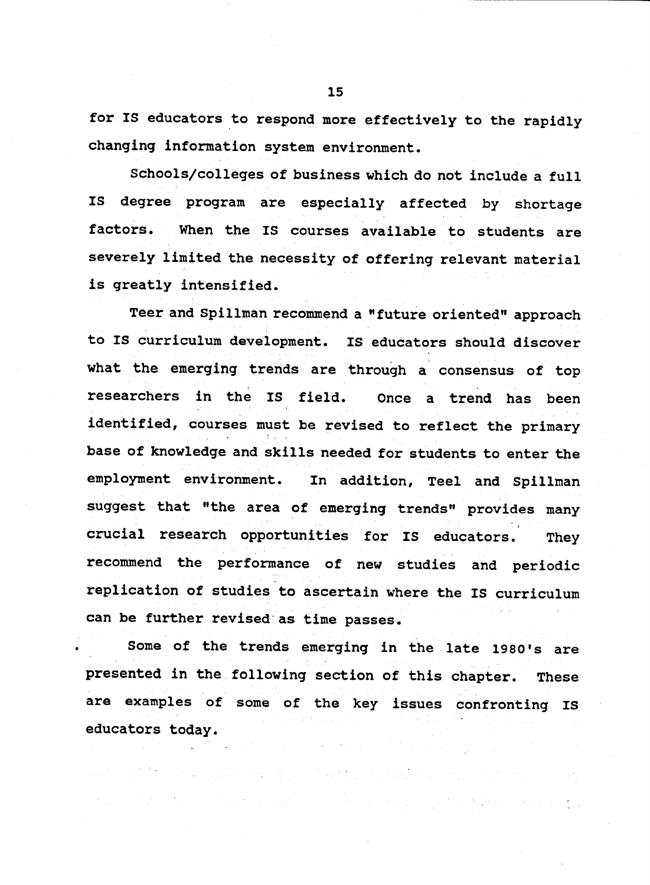for IS educators to respond more effectively to the rapidly changing information system environment.

Schools/colleges of business which do not include a full IS degree program are especially affected by shortage factors. When the IS courses available to students are severely limited the necessity of offering relevant material is greatly intensified.

Teer and Spillman recommend a "future oriented" approach to IS curriculum development. IS educators should discover what the emerging trends are through a consensus of top researchers in the IS field. Once a trend has been identified, courses must be revised to reflect the primary base of knowledge and skills needed for students to enter the employment environment. In addition, Teel and Spillman suggest that "the area of emerging trends" provides many crucial research opportunities for IS educators. They recommend the performance of new studies and periodic replication of studies to ascertain where the IS curriculum can be further revised as time passes.

Some of the trends emerging in the late 1980's are presented in the following section of this chapter. These are examples of some of the key issues confronting IS educators today.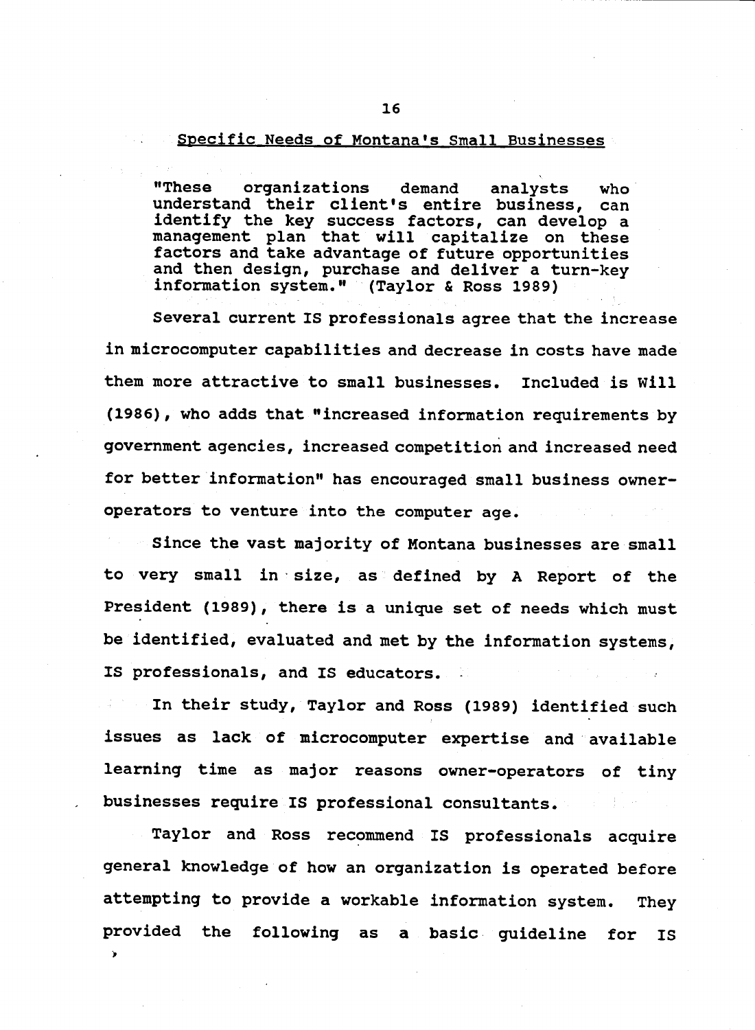## Specific Needs of Montana's Small Businesses

> "These organizations demand analysts who understand their client's entire business, can identify the key success factors, can develop a management plan that will capitalize on these factors and take advantage of future opportunities and then design, purchase and deliver a turn-key information system." (Taylor & Ross 1989)

Several current IS professionals agree that the increase in microcomputer capabilities and decrease in costs have made them more attractive to small businesses. Included is Will (1986), who adds that "increased information requirements by government agencies, increased competition and increased need for better information" has encouraged small business owner-operators to venture into the computer age.

Since the vast majority of Montana businesses are small to very small in size, as defined by A Report of the President (1989), there is a unique set of needs which must be identified, evaluated and met by the information systems, IS professionals, and IS educators.

In their study, Taylor and Ross (1989) identified such issues as lack of microcomputer expertise and available learning time as major reasons owner-operators of tiny businesses require IS professional consultants.

Taylor and Ross recommend IS professionals acquire general knowledge of how an organization is operated before attempting to provide a workable information system. They provided the following as a basic guideline for IS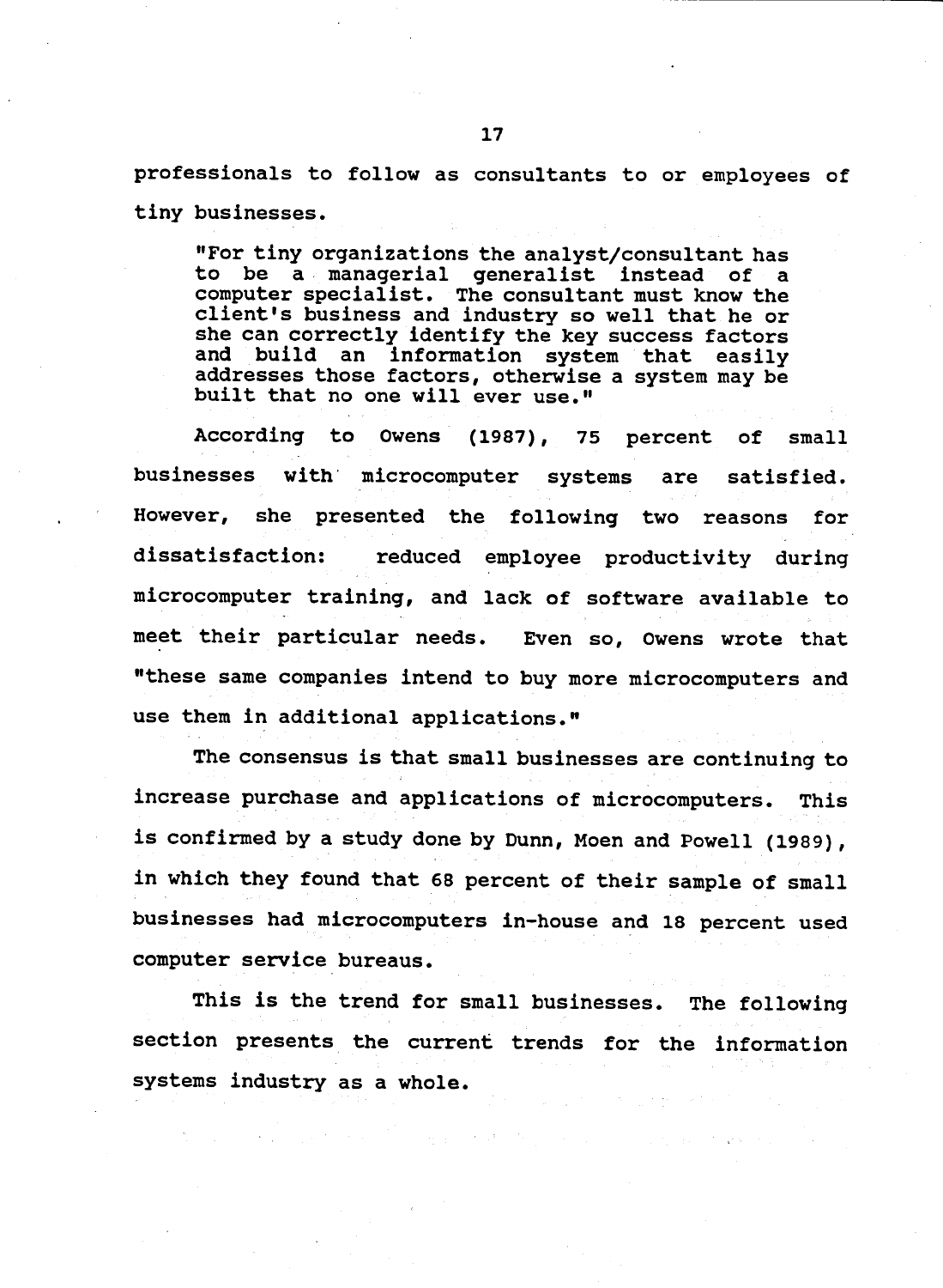professionals to follow as consultants to or employees of tiny businesses.

> "For tiny organizations the analyst/consultant has to be a managerial generalist instead of a computer specialist. The consultant must know the client's business and industry so well that he or she can correctly identify the key success factors and build an information system that easily addresses those factors, otherwise a system may be built that no one will ever use."

According to Owens (1987), 75 percent of small businesses with microcomputer systems are satisfied. However, she presented the following two reasons for dissatisfaction: reduced employee productivity during microcomputer training, and lack of software available to meet their particular needs. Even so, Owens wrote that "these same companies intend to buy more microcomputers and use them in additional applications."

The consensus is that small businesses are continuing to increase purchase and applications of microcomputers. This is confirmed by a study done by Dunn, Moen and Powell (1989), in which they found that 68 percent of their sample of small businesses had microcomputers in-house and 18 percent used computer service bureaus.

This is the trend for small businesses. The following section presents the current trends for the information systems industry as a whole.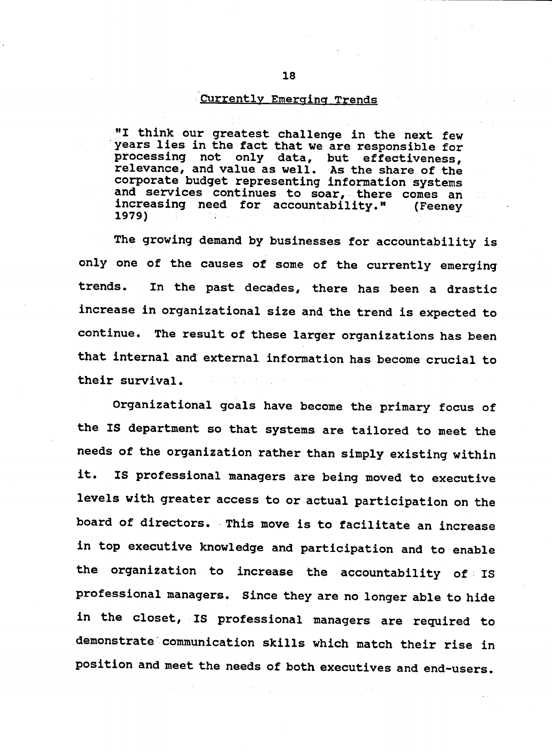## Currently Emerging Trends

> "I think our greatest challenge in the next few years lies in the fact that we are responsible for processing not only data, but effectiveness, relevance, and value as well. As the share of the corporate budget representing information systems and services continues to soar, there comes an increasing need for accountability." (Feeney 1979)

The growing demand by businesses for accountability is only one of the causes of some of the currently emerging trends. In the past decades, there has been a drastic increase in organizational size and the trend is expected to continue. The result of these larger organizations has been that internal and external information has become crucial to their survival.

Organizational goals have become the primary focus of the IS department so that systems are tailored to meet the needs of the organization rather than simply existing within it. IS professional managers are being moved to executive levels with greater access to or actual participation on the board of directors. This move is to facilitate an increase in top executive knowledge and participation and to enable the organization to increase the accountability of IS professional managers. Since they are no longer able to hide in the closet, IS professional managers are required to demonstrate communication skills which match their rise in position and meet the needs of both executives and end-users.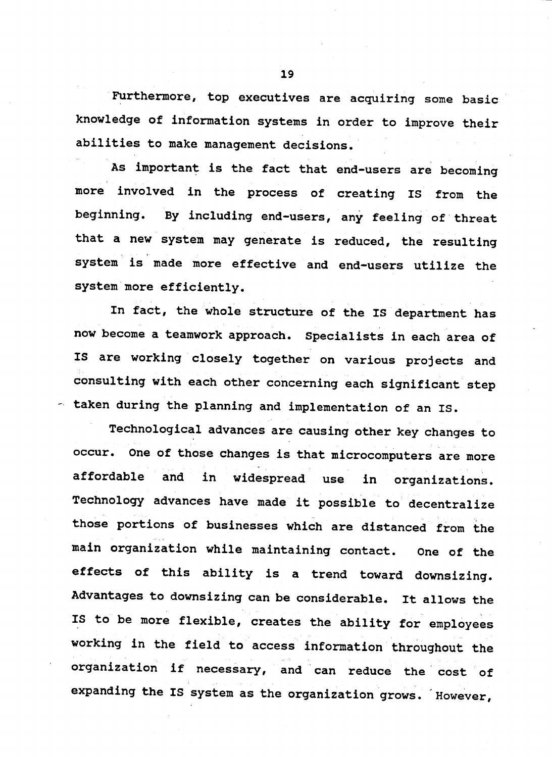Furthermore, top executives are acquiring some basic knowledge of information systems in order to improve their abilities to make management decisions.

As important is the fact that end-users are becoming more involved in the process of creating IS from the beginning. By including end-users, any feeling of threat that a new system may generate is reduced, the resulting system is made more effective and end-users utilize the system more efficiently.

In fact, the whole structure of the IS department has now become a teamwork approach. Specialists in each area of IS are working closely together on various projects and consulting with each other concerning each significant step taken during the planning and implementation of an IS.

Technological advances are causing other key changes to occur. One of those changes is that microcomputers are more affordable and in widespread use in organizations. Technology advances have made it possible to decentralize those portions of businesses which are distanced from the main organization while maintaining contact. One of the effects of this ability is a trend toward downsizing. Advantages to downsizing can be considerable. It allows the IS to be more flexible, creates the ability for employees working in the field to access information throughout the organization if necessary, and can reduce the cost of expanding the IS system as the organization grows. However,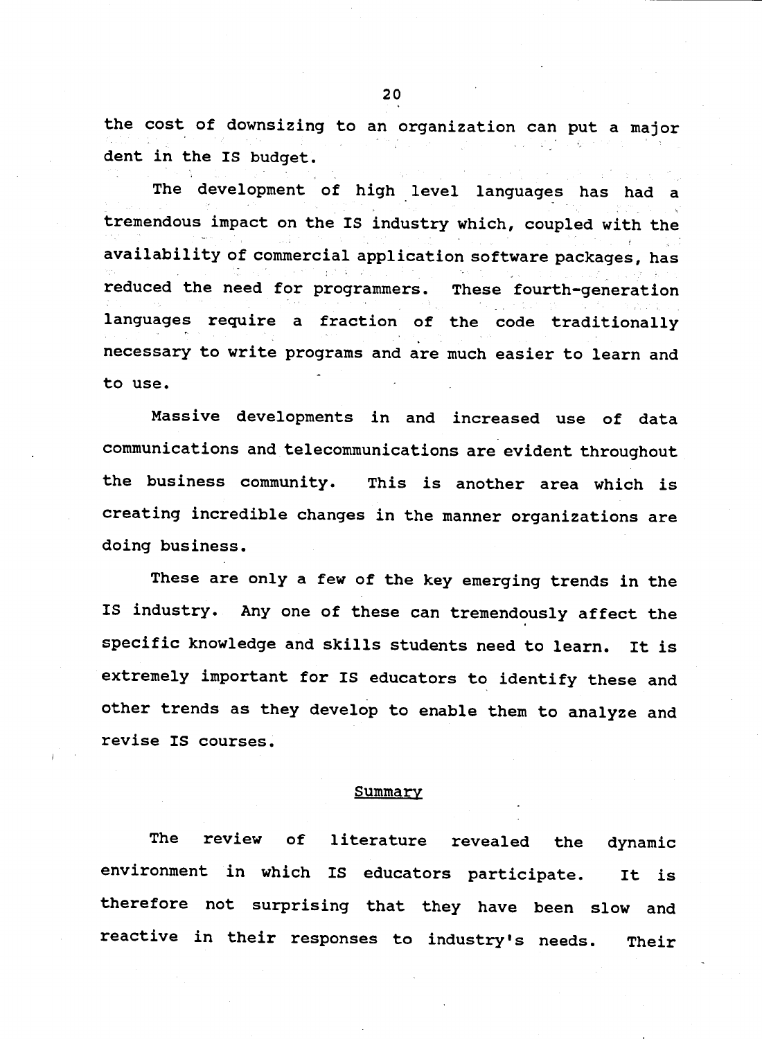the cost of downsizing to an organization can put a major dent in the IS budget.

The development of high level languages has had a tremendous impact on the IS industry which, coupled with the availability of commercial application software packages, has reduced the need for programmers. These fourth-generation languages require a fraction of the code traditionally necessary to write programs and are much easier to learn and to use.

Massive developments in and increased use of data communications and telecommunications are evident throughout the business community. This is another area which is creating incredible changes in the manner organizations are doing business.

These are only a few of the key emerging trends in the IS industry. Any one of these can tremendously affect the specific knowledge and skills students need to learn. It is extremely important for IS educators to identify these and other trends as they develop to enable them to analyze and revise IS courses.

## Summary

The review of literature revealed the dynamic environment in which IS educators participate. It is therefore not surprising that they have been slow and reactive in their responses to industry's needs. Their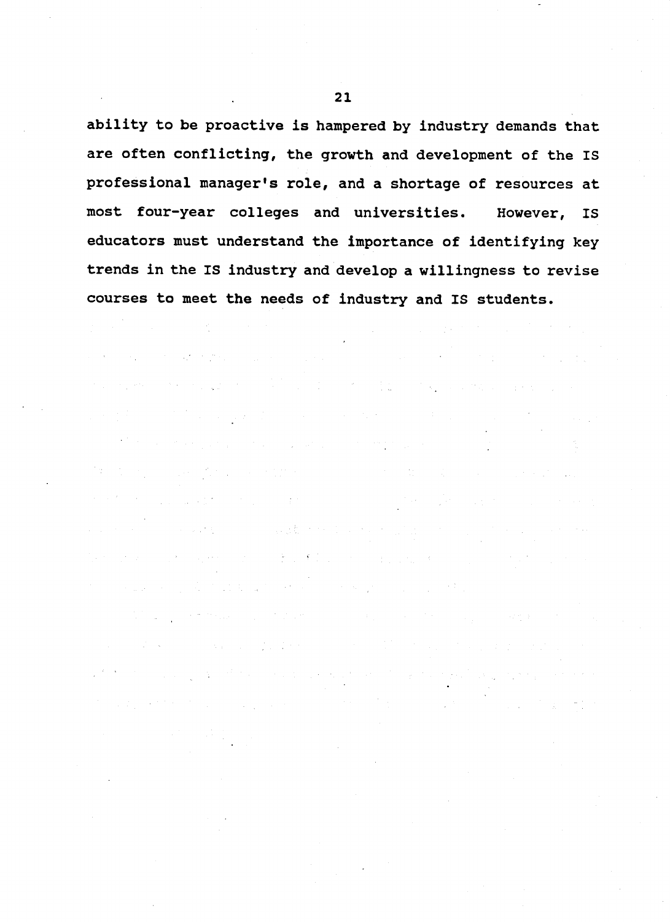ability to be proactive is hampered by industry demands that are often conflicting, the growth and development of the IS professional manager's role, and a shortage of resources at most four-year colleges and universities. However, IS educators must understand the importance of identifying key trends in the IS industry and develop a willingness to revise courses to meet the needs of industry and IS students.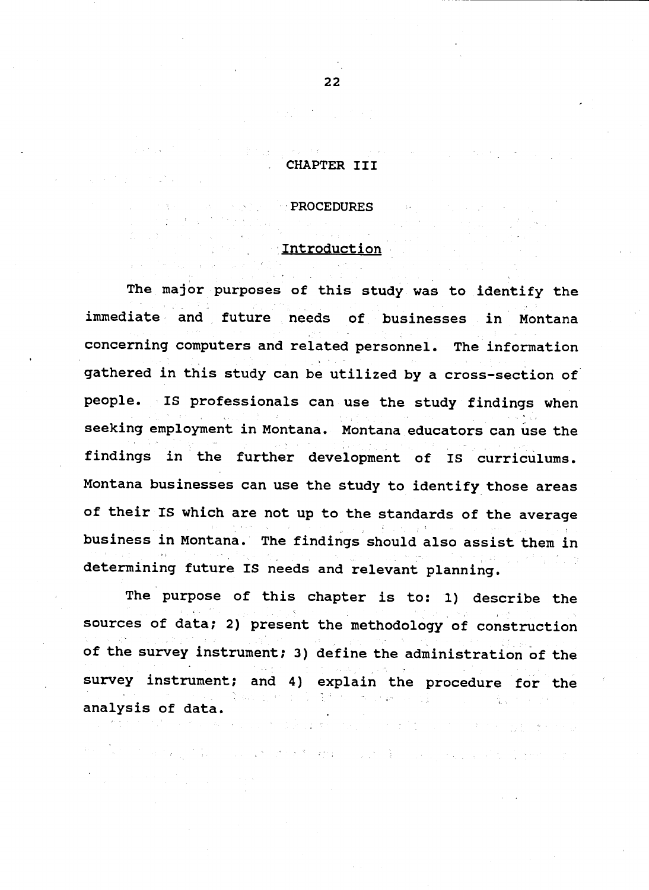# CHAPTER III

# PROCEDURES

## Introduction

The major purposes of this study was to identify the immediate and future needs of businesses in Montana concerning computers and related personnel. The information gathered in this study can be utilized by a cross-section of people. IS professionals can use the study findings when seeking employment in Montana. Montana educators can use the findings in the further development of IS curriculums. Montana businesses can use the study to identify those areas of their IS which are not up to the standards of the average business in Montana. The findings should also assist them in determining future IS needs and relevant planning.

The purpose of this chapter is to: 1) describe the sources of data; 2) present the methodology of construction of the survey instrument; 3) define the administration of the survey instrument; and 4) explain the procedure for the analysis of data.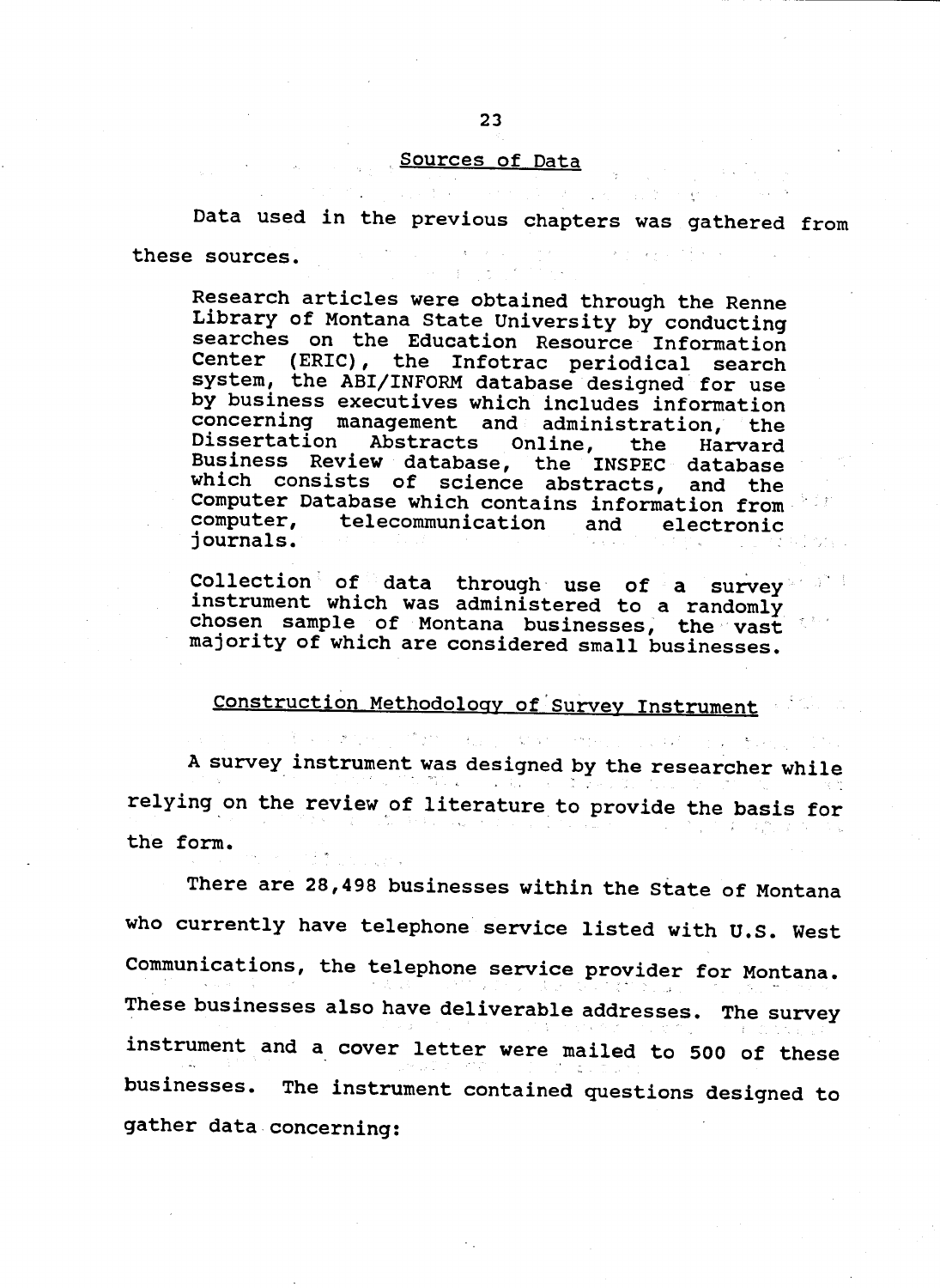## Sources of Data

Data used in the previous chapters was gathered from these sources.

> Research articles were obtained through the Renne Library of Montana State University by conducting searches on the Education Resource Information Center (ERIC), the Infotrac periodical search system, the ABI/INFORM database designed for use by business executives which includes information concerning management and administration, the Dissertation Abstracts Online, the Harvard Business Review database, the INSPEC database which consists of science abstracts, and the Computer Database which contains information from computer, telecommunication and electronic journals.
>
> Collection of data through use of a survey instrument which was administered to a randomly chosen sample of Montana businesses, the vast majority of which are considered small businesses.

## Construction Methodology of Survey Instrument

A survey instrument was designed by the researcher while relying on the review of literature to provide the basis for the form.

There are 28,498 businesses within the State of Montana who currently have telephone service listed with U.S. West Communications, the telephone service provider for Montana. These businesses also have deliverable addresses. The survey instrument and a cover letter were mailed to 500 of these businesses. The instrument contained questions designed to gather data concerning: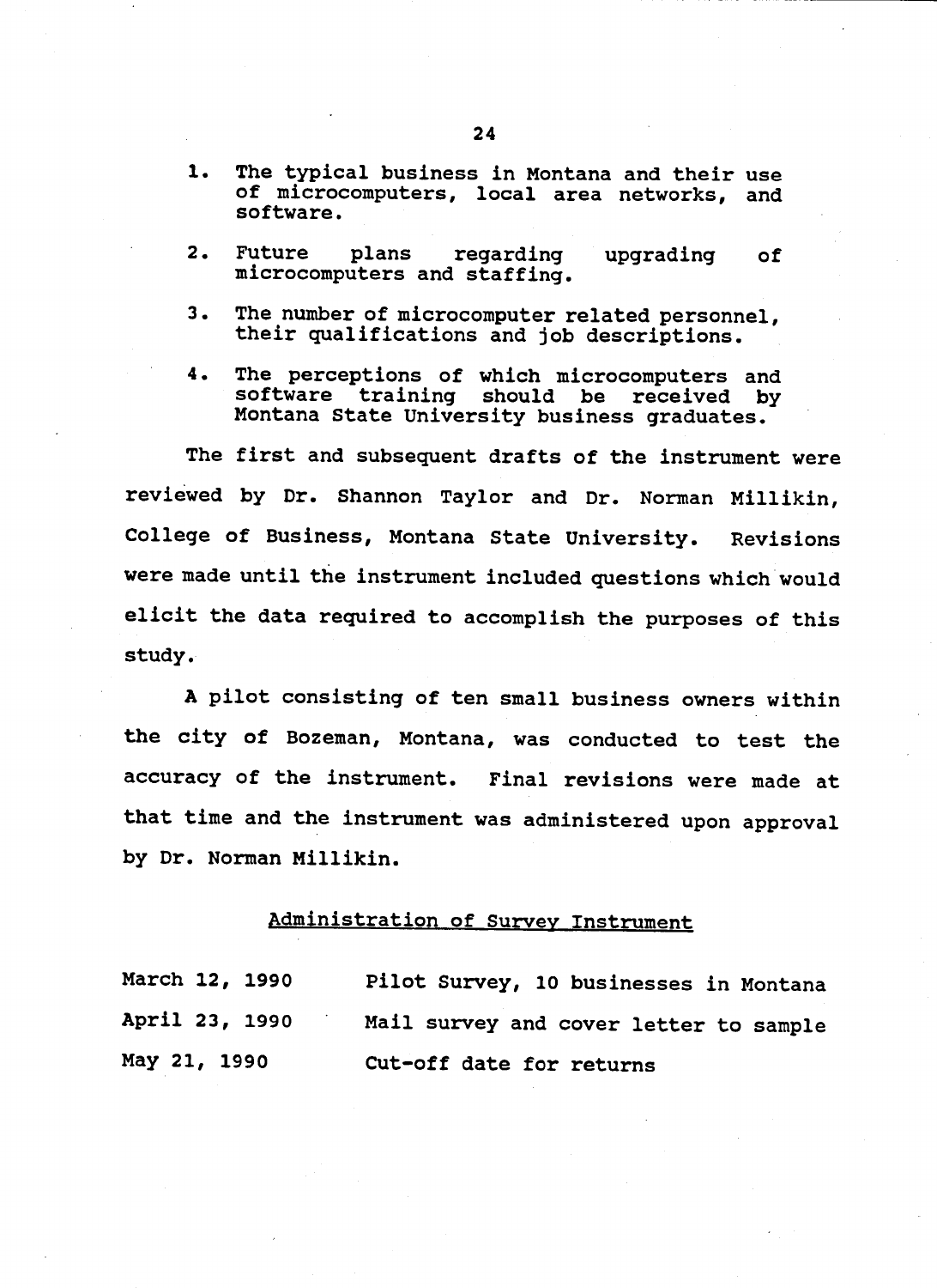1. The typical business in Montana and their use of microcomputers, local area networks, and software.

2. Future plans regarding upgrading of microcomputers and staffing.

3. The number of microcomputer related personnel, their qualifications and job descriptions.

4. The perceptions of which microcomputers and software training should be received by Montana State University business graduates.

The first and subsequent drafts of the instrument were reviewed by Dr. Shannon Taylor and Dr. Norman Millikin, College of Business, Montana State University. Revisions were made until the instrument included questions which would elicit the data required to accomplish the purposes of this study.

A pilot consisting of ten small business owners within the city of Bozeman, Montana, was conducted to test the accuracy of the instrument. Final revisions were made at that time and the instrument was administered upon approval by Dr. Norman Millikin.

## Administration of Survey Instrument

| | |
|---|---|
| March 12, 1990 | Pilot Survey, 10 businesses in Montana |
| April 23, 1990 | Mail survey and cover letter to sample |
| May 21, 1990 | Cut-off date for returns |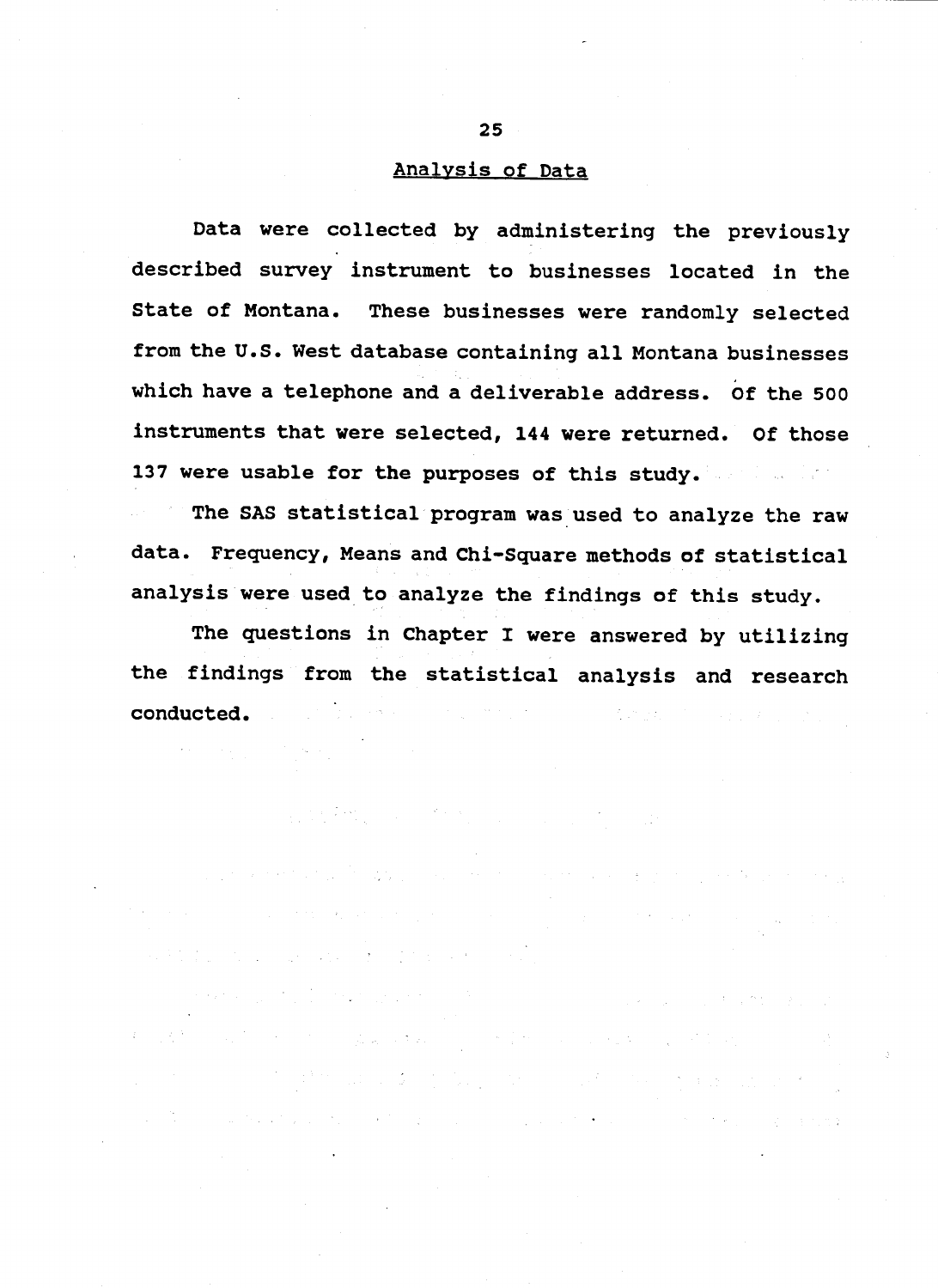## Analysis of Data

Data were collected by administering the previously described survey instrument to businesses located in the State of Montana. These businesses were randomly selected from the U.S. West database containing all Montana businesses which have a telephone and a deliverable address. Of the 500 instruments that were selected, 144 were returned. Of those 137 were usable for the purposes of this study.

The SAS statistical program was used to analyze the raw data. Frequency, Means and Chi-Square methods of statistical analysis were used to analyze the findings of this study.

The questions in Chapter I were answered by utilizing the findings from the statistical analysis and research conducted.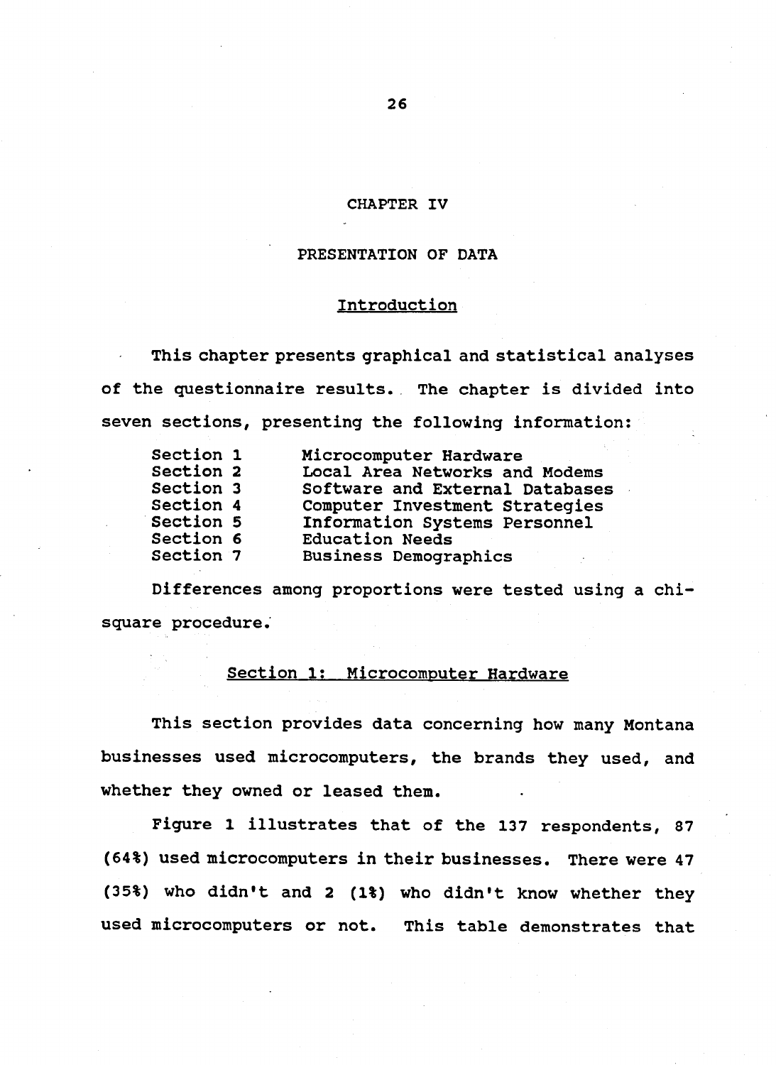# CHAPTER IV

# PRESENTATION OF DATA

## Introduction

This chapter presents graphical and statistical analyses of the questionnaire results. The chapter is divided into seven sections, presenting the following information:

| | |
|---|---|
| Section 1 | Microcomputer Hardware |
| Section 2 | Local Area Networks and Modems |
| Section 3 | Software and External Databases |
| Section 4 | Computer Investment Strategies |
| Section 5 | Information Systems Personnel |
| Section 6 | Education Needs |
| Section 7 | Business Demographics |

Differences among proportions were tested using a chi-square procedure.

## Section 1: Microcomputer Hardware

This section provides data concerning how many Montana businesses used microcomputers, the brands they used, and whether they owned or leased them.

Figure 1 illustrates that of the 137 respondents, 87 (64%) used microcomputers in their businesses. There were 47 (35%) who didn't and 2 (1%) who didn't know whether they used microcomputers or not. This table demonstrates that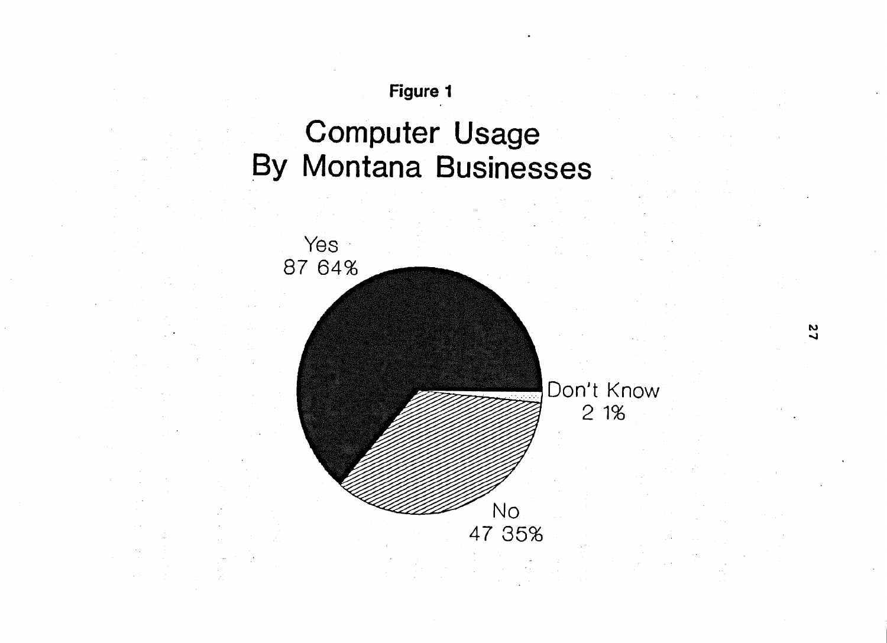**Figure 1**

# Computer Usage By Montana Businesses

Yes
87 64%

Don't Know
2 1%

No
47 35%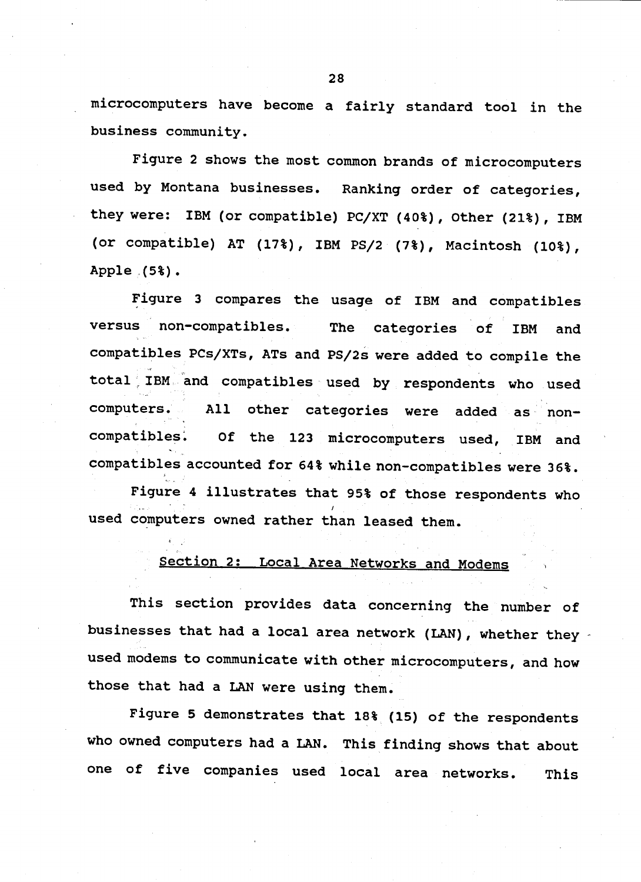microcomputers have become a fairly standard tool in the business community.

Figure 2 shows the most common brands of microcomputers used by Montana businesses. Ranking order of categories, they were: IBM (or compatible) PC/XT (40%), Other (21%), IBM (or compatible) AT (17%), IBM PS/2 (7%), Macintosh (10%), Apple (5%).

Figure 3 compares the usage of IBM and compatibles versus non-compatibles. The categories of IBM and compatibles PCs/XTs, ATs and PS/2s were added to compile the total IBM and compatibles used by respondents who used computers. All other categories were added as non-compatibles. Of the 123 microcomputers used, IBM and compatibles accounted for 64% while non-compatibles were 36%.

Figure 4 illustrates that 95% of those respondents who used computers owned rather than leased them.

## Section 2: Local Area Networks and Modems

This section provides data concerning the number of businesses that had a local area network (LAN), whether they used modems to communicate with other microcomputers, and how those that had a LAN were using them.

Figure 5 demonstrates that 18% (15) of the respondents who owned computers had a LAN. This finding shows that about one of five companies used local area networks. This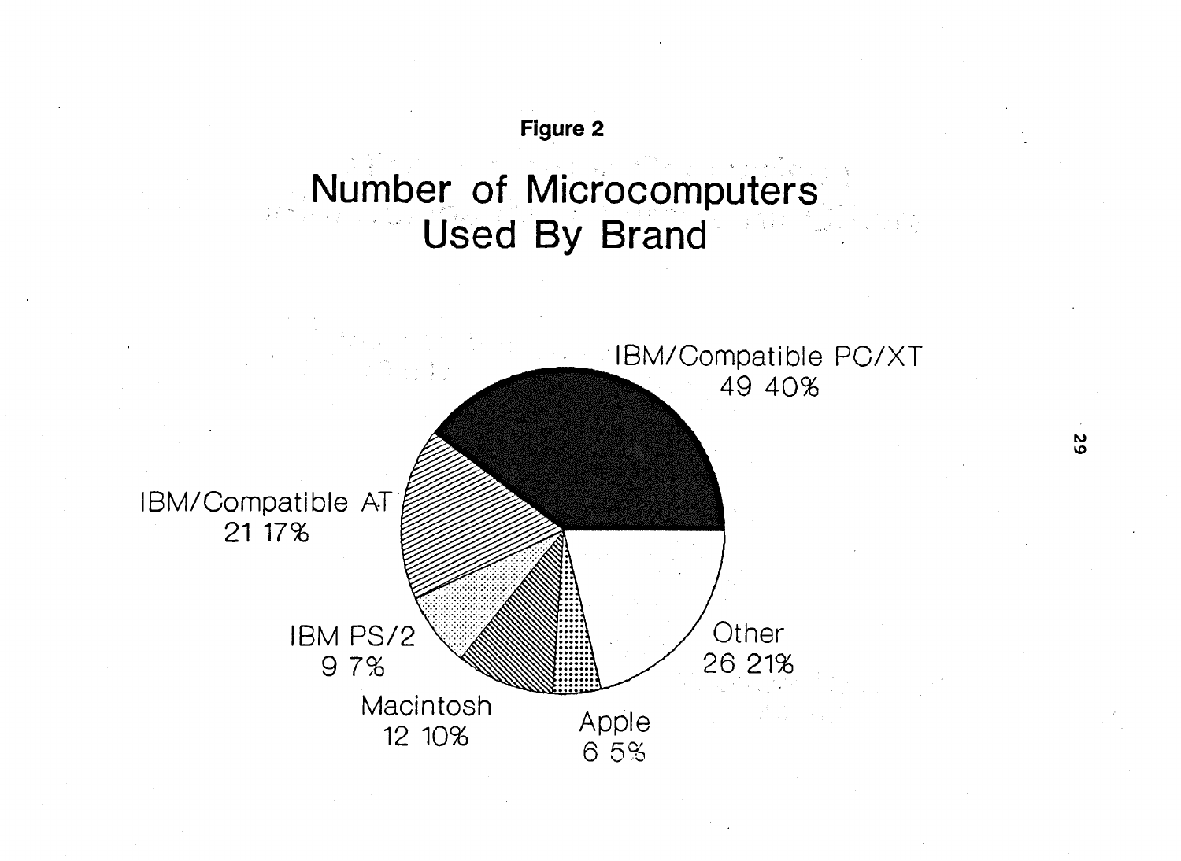**Figure 2**

## Number of Microcomputers Used By Brand

IBM/Compatible PC/XT
49 40%

IBM/Compatible AT
21 17%

IBM PS/2
9 7%

Macintosh
12 10%

Apple
6 5%

Other
26 21%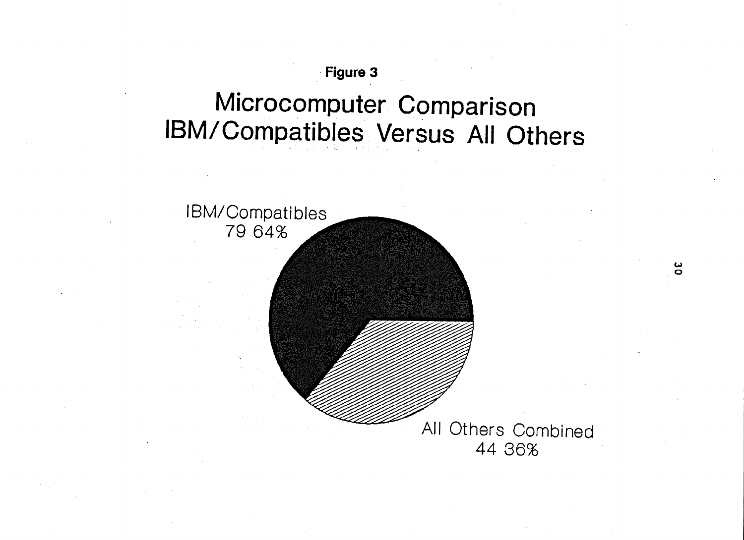Figure 3

# Microcomputer Comparison
# IBM/Compatibles Versus All Others

IBM/Compatibles
79 64%

All Others Combined
44 36%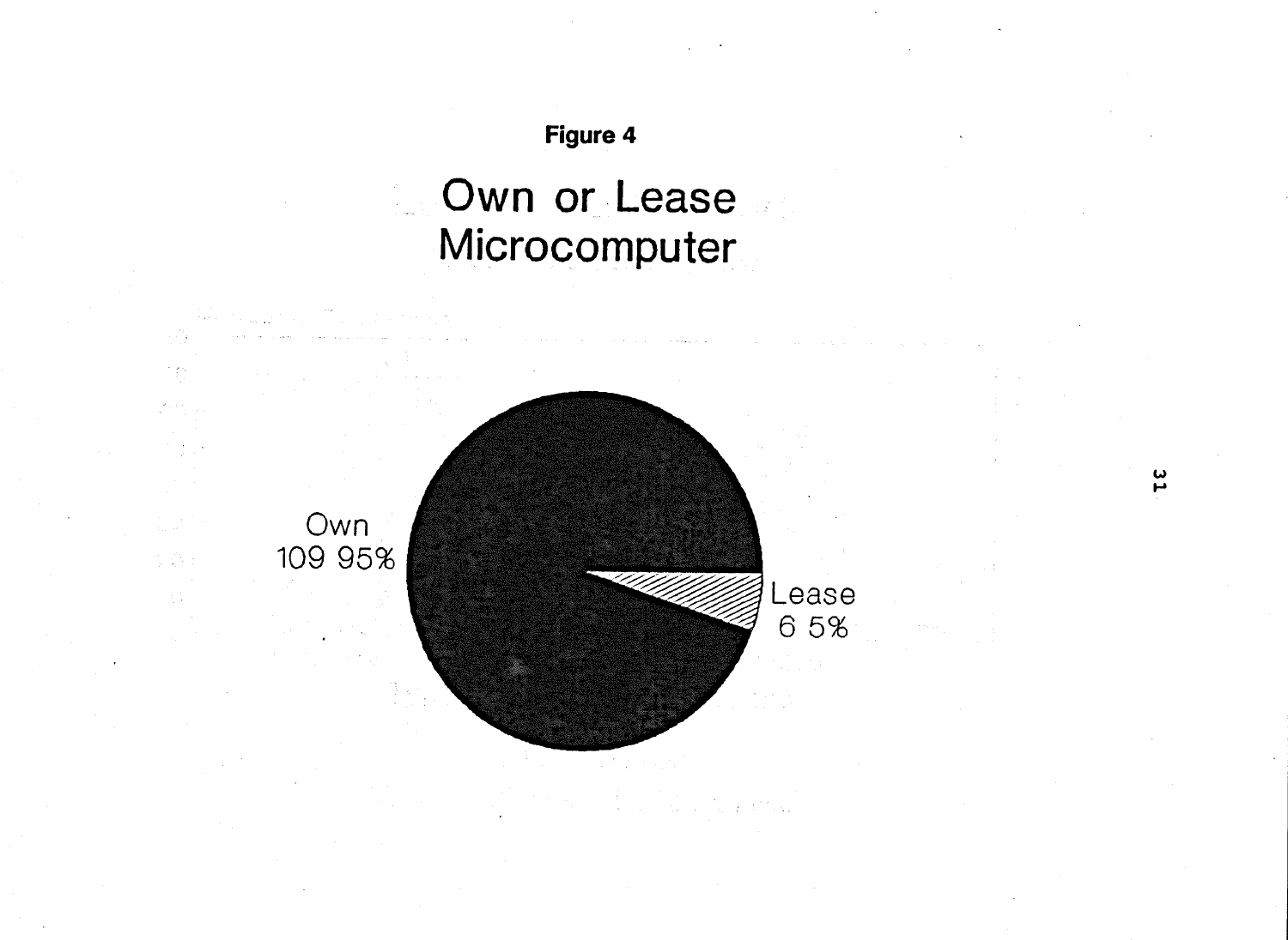**Figure 4**

# Own or Lease Microcomputer

Own
109 95%

Lease
6 5%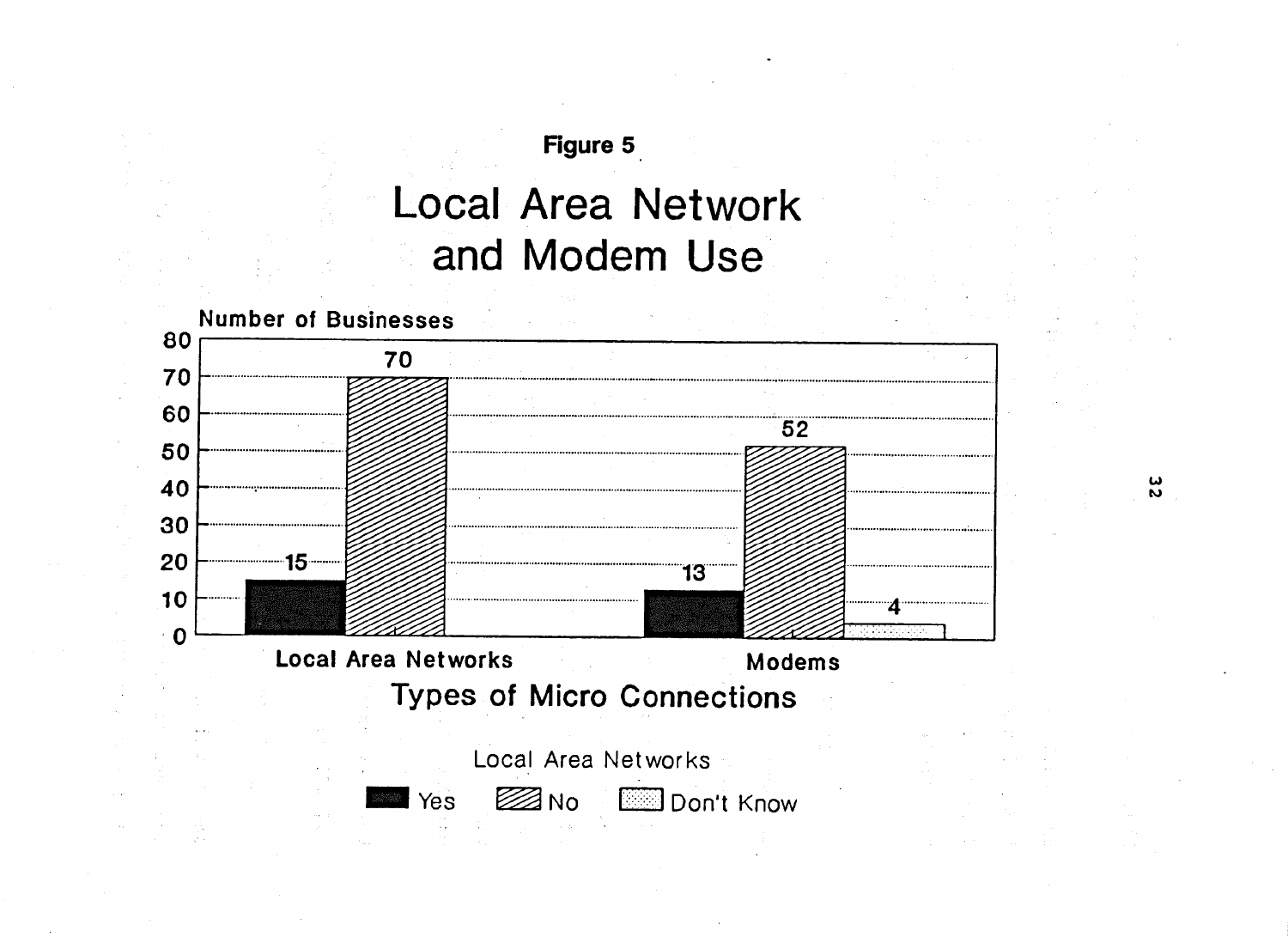**Figure 5**

# Local Area Network and Modem Use

| Types of Micro Connections | Yes | No | Don't Know |
|---|---|---|---|
| Local Area Networks | 15 | 70 | |
| Modems | 13 | 52 | 4 |

Number of Businesses

Types of Micro Connections

Local Area Networks: Yes, No, Don't Know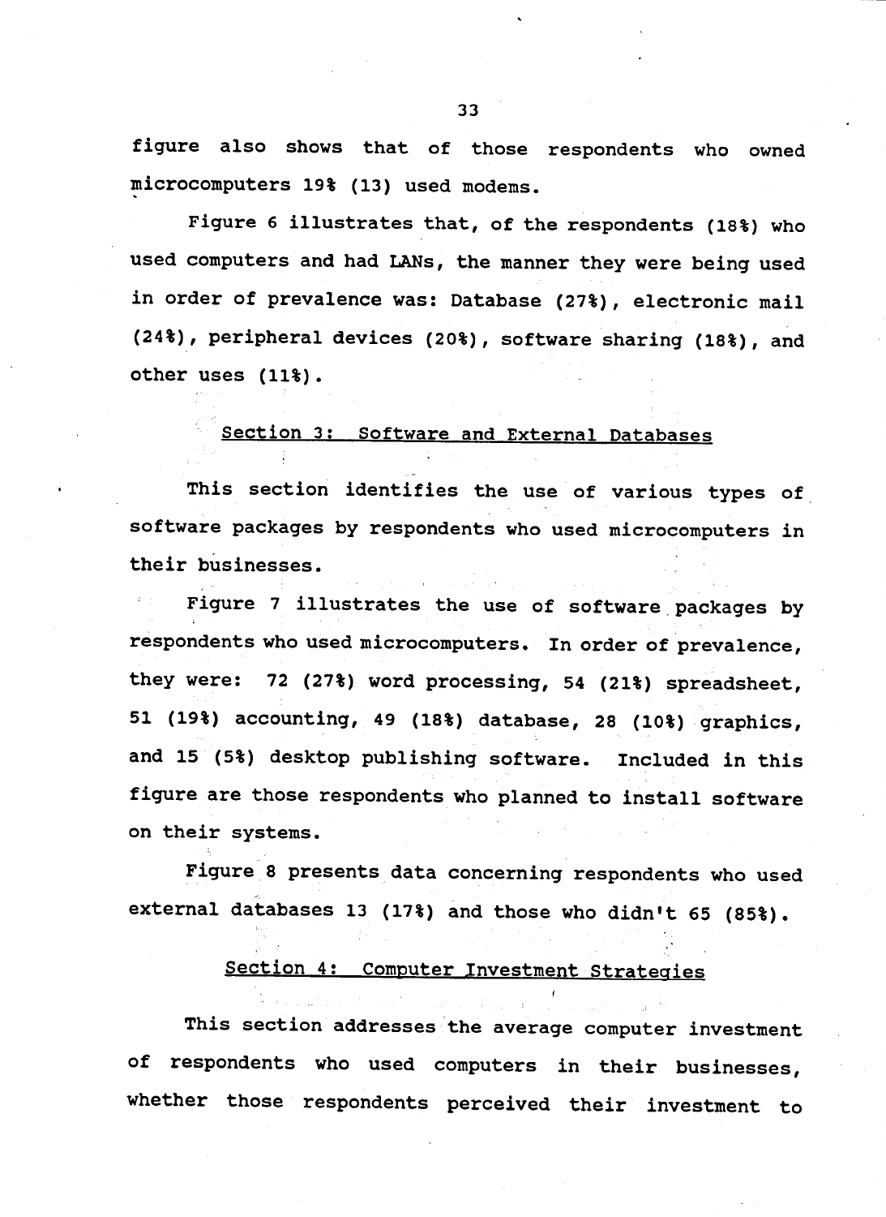figure also shows that of those respondents who owned microcomputers 19% (13) used modems.

Figure 6 illustrates that, of the respondents (18%) who used computers and had LANs, the manner they were being used in order of prevalence was: Database (27%), electronic mail (24%), peripheral devices (20%), software sharing (18%), and other uses (11%).

## Section 3: Software and External Databases

This section identifies the use of various types of software packages by respondents who used microcomputers in their businesses.

Figure 7 illustrates the use of software packages by respondents who used microcomputers. In order of prevalence, they were: 72 (27%) word processing, 54 (21%) spreadsheet, 51 (19%) accounting, 49 (18%) database, 28 (10%) graphics, and 15 (5%) desktop publishing software. Included in this figure are those respondents who planned to install software on their systems.

Figure 8 presents data concerning respondents who used external databases 13 (17%) and those who didn't 65 (85%).

## Section 4: Computer Investment Strategies

This section addresses the average computer investment of respondents who used computers in their businesses, whether those respondents perceived their investment to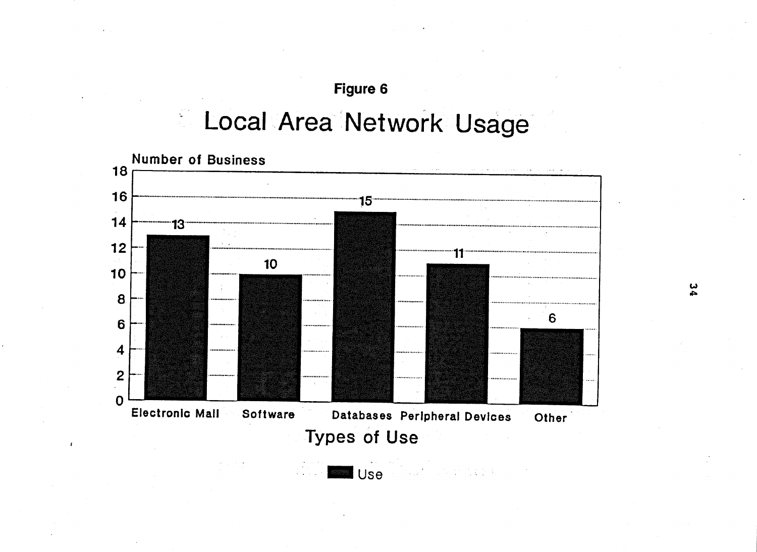**Figure 6**

## Local Area Network Usage

| Types of Use | Number of Business |
|---|---|
| Electronic Mail | 13 |
| Software | 10 |
| Databases | 15 |
| Peripheral Devices | 11 |
| Other | 6 |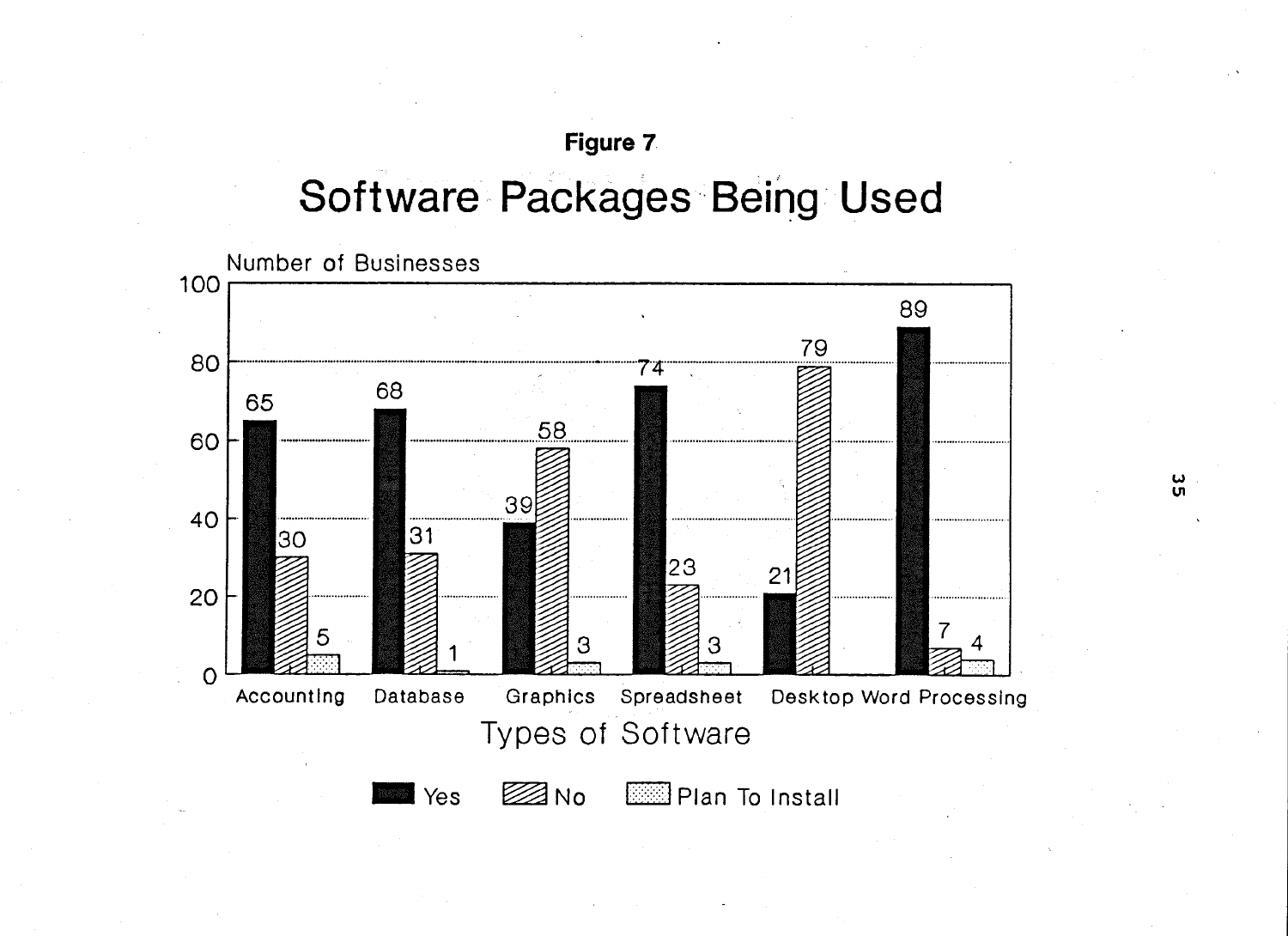**Figure 7**

# Software Packages Being Used

| Types of Software | Yes | No | Plan To Install |
|---|---|---|---|
| Accounting | 65 | 30 | 5 |
| Database | 68 | 31 | 1 |
| Graphics | 39 | 58 | 3 |
| Spreadsheet | 74 | 23 | 3 |
| Desktop | 21 | 79 | |
| Word Processing | 89 | 7 | 4 |

Number of Businesses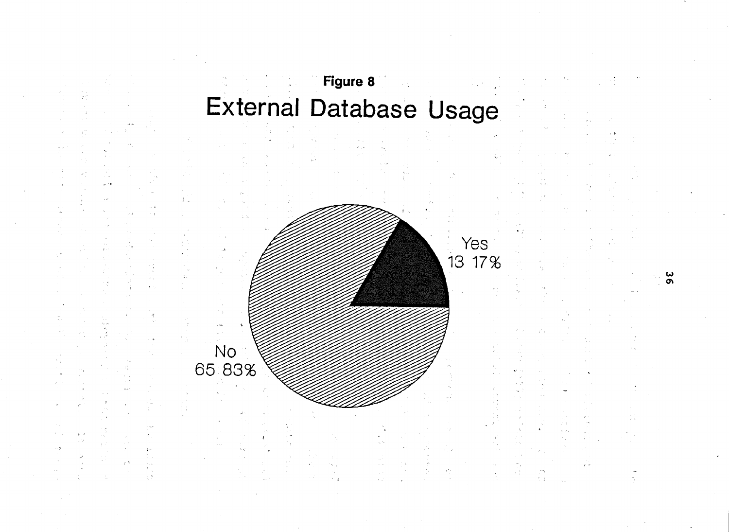**Figure 8**

# External Database Usage

Yes
13 17%

No
65 83%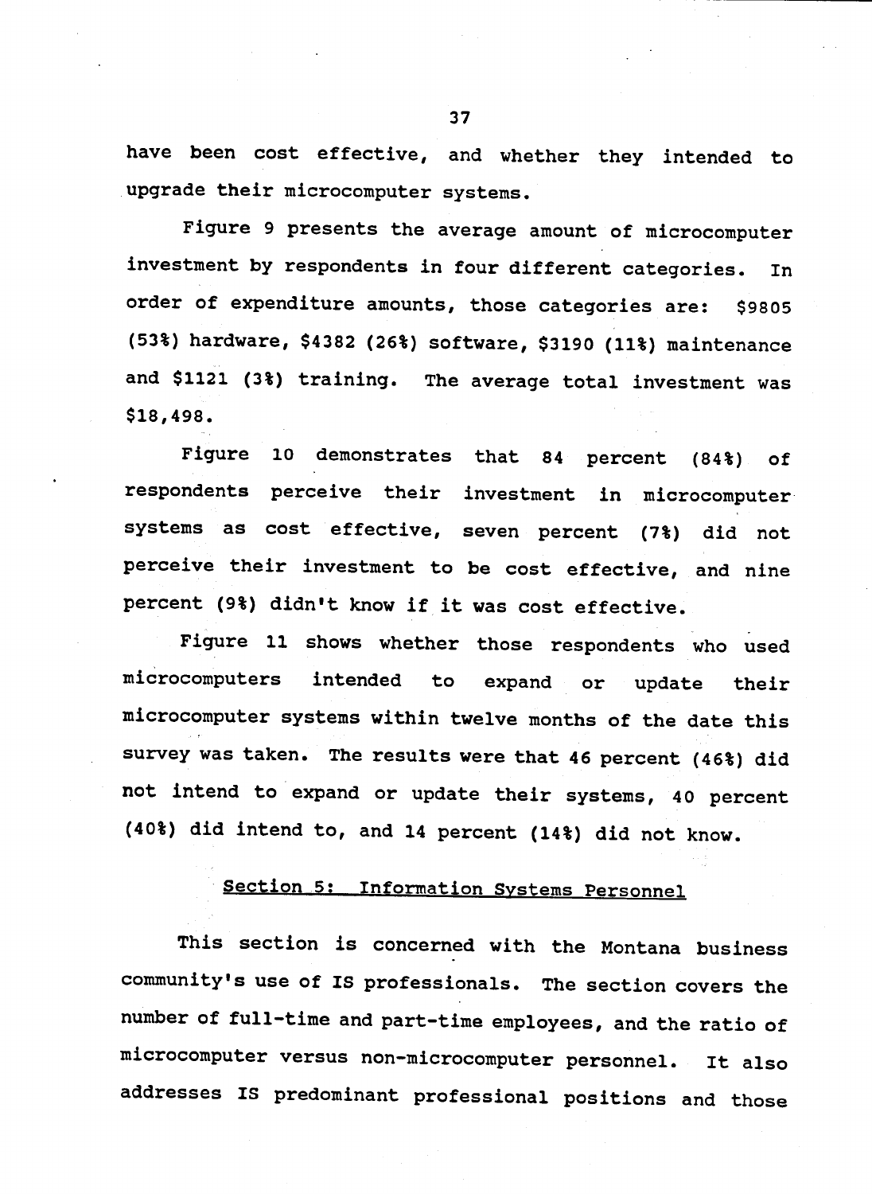have been cost effective, and whether they intended to upgrade their microcomputer systems.

Figure 9 presents the average amount of microcomputer investment by respondents in four different categories. In order of expenditure amounts, those categories are: $9805 (53%) hardware, $4382 (26%) software, $3190 (11%) maintenance and $1121 (3%) training. The average total investment was $18,498.

Figure 10 demonstrates that 84 percent (84%) of respondents perceive their investment in microcomputer systems as cost effective, seven percent (7%) did not perceive their investment to be cost effective, and nine percent (9%) didn't know if it was cost effective.

Figure 11 shows whether those respondents who used microcomputers intended to expand or update their microcomputer systems within twelve months of the date this survey was taken. The results were that 46 percent (46%) did not intend to expand or update their systems, 40 percent (40%) did intend to, and 14 percent (14%) did not know.

## Section 5: Information Systems Personnel

This section is concerned with the Montana business community's use of IS professionals. The section covers the number of full-time and part-time employees, and the ratio of microcomputer versus non-microcomputer personnel. It also addresses IS predominant professional positions and those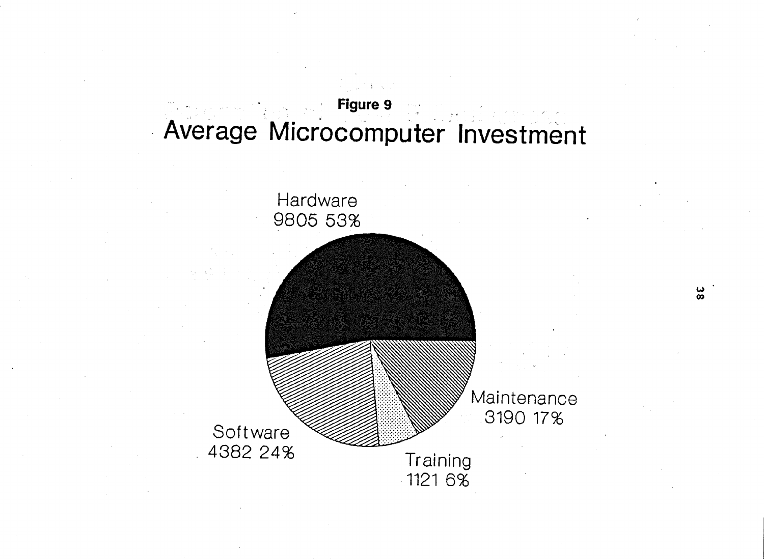**Figure 9**

# Average Microcomputer Investment

Hardware
9805 53%

Maintenance
3190 17%

Training
1121 6%

Software
4382 24%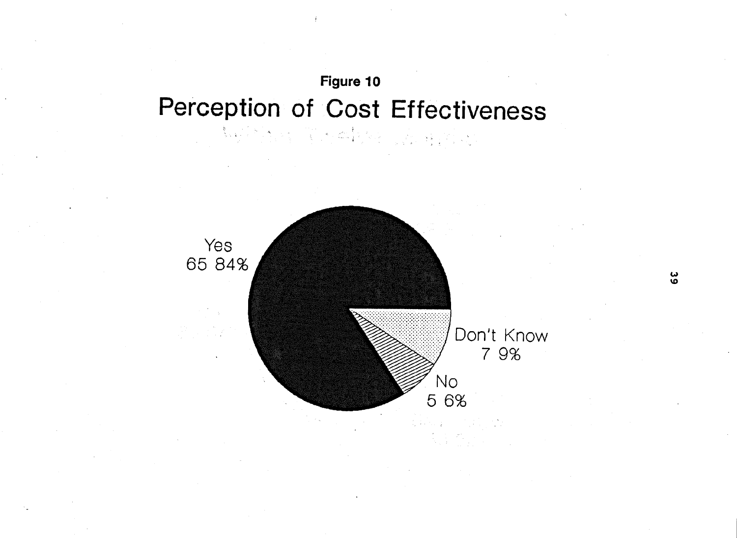**Figure 10**

# Perception of Cost Effectiveness

Yes
65 84%

Don't Know
7 9%

No
5 6%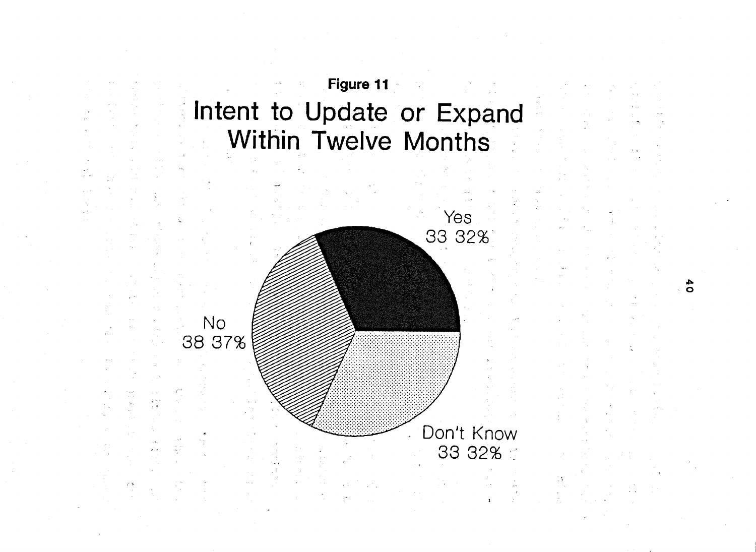**Figure 11**

# Intent to Update or Expand Within Twelve Months

Yes
33 32%

No
38 37%

Don't Know
33 32%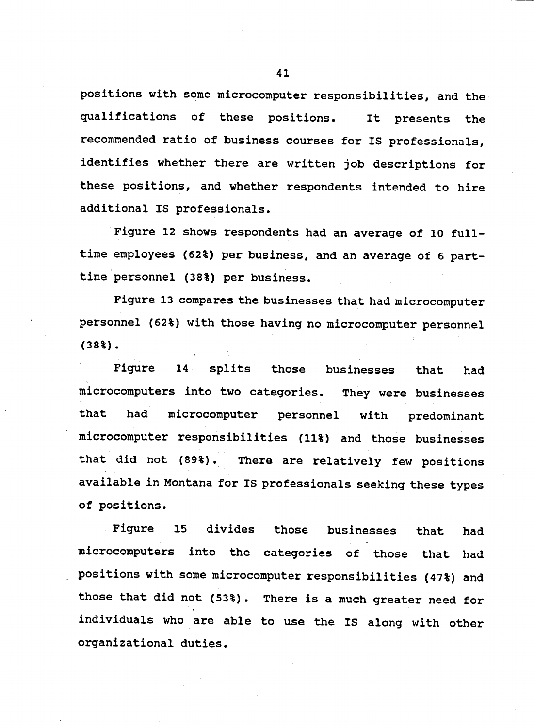positions with some microcomputer responsibilities, and the qualifications of these positions. It presents the recommended ratio of business courses for IS professionals, identifies whether there are written job descriptions for these positions, and whether respondents intended to hire additional IS professionals.

Figure 12 shows respondents had an average of 10 full-time employees (62%) per business, and an average of 6 part-time personnel (38%) per business.

Figure 13 compares the businesses that had microcomputer personnel (62%) with those having no microcomputer personnel (38%).

Figure 14 splits those businesses that had microcomputers into two categories. They were businesses that had microcomputer personnel with predominant microcomputer responsibilities (11%) and those businesses that did not (89%). There are relatively few positions available in Montana for IS professionals seeking these types of positions.

Figure 15 divides those businesses that had microcomputers into the categories of those that had positions with some microcomputer responsibilities (47%) and those that did not (53%). There is a much greater need for individuals who are able to use the IS along with other organizational duties.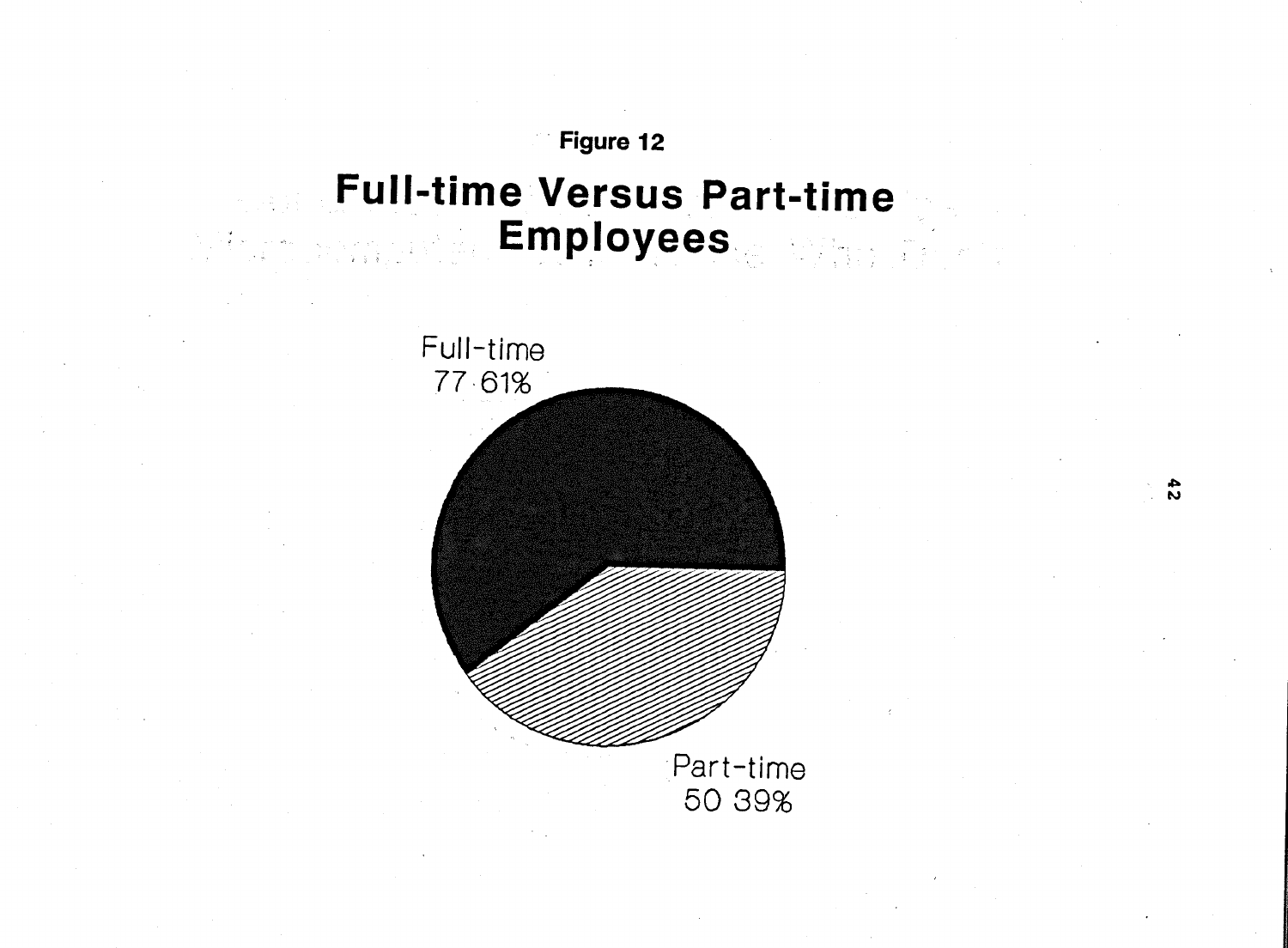Figure 12

# Full-time Versus Part-time Employees

Full-time
77 61%

Part-time
50 39%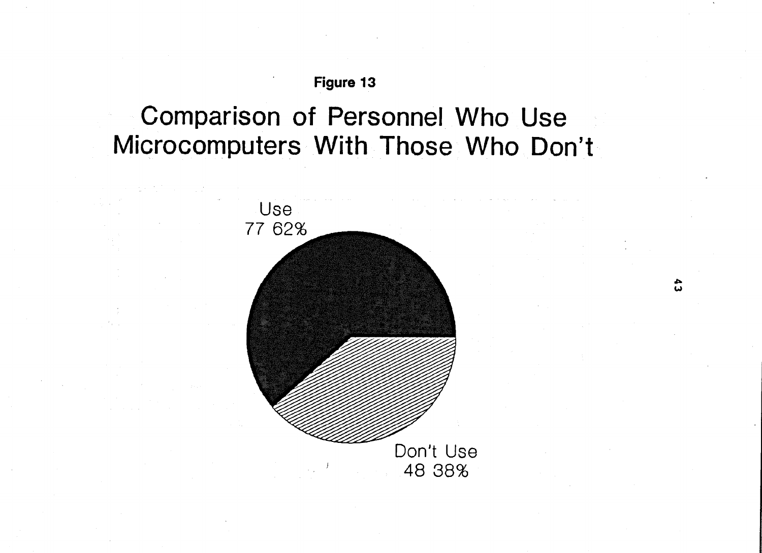**Figure 13**

## Comparison of Personnel Who Use Microcomputers With Those Who Don't

Use
77 62%

Don't Use
48 38%